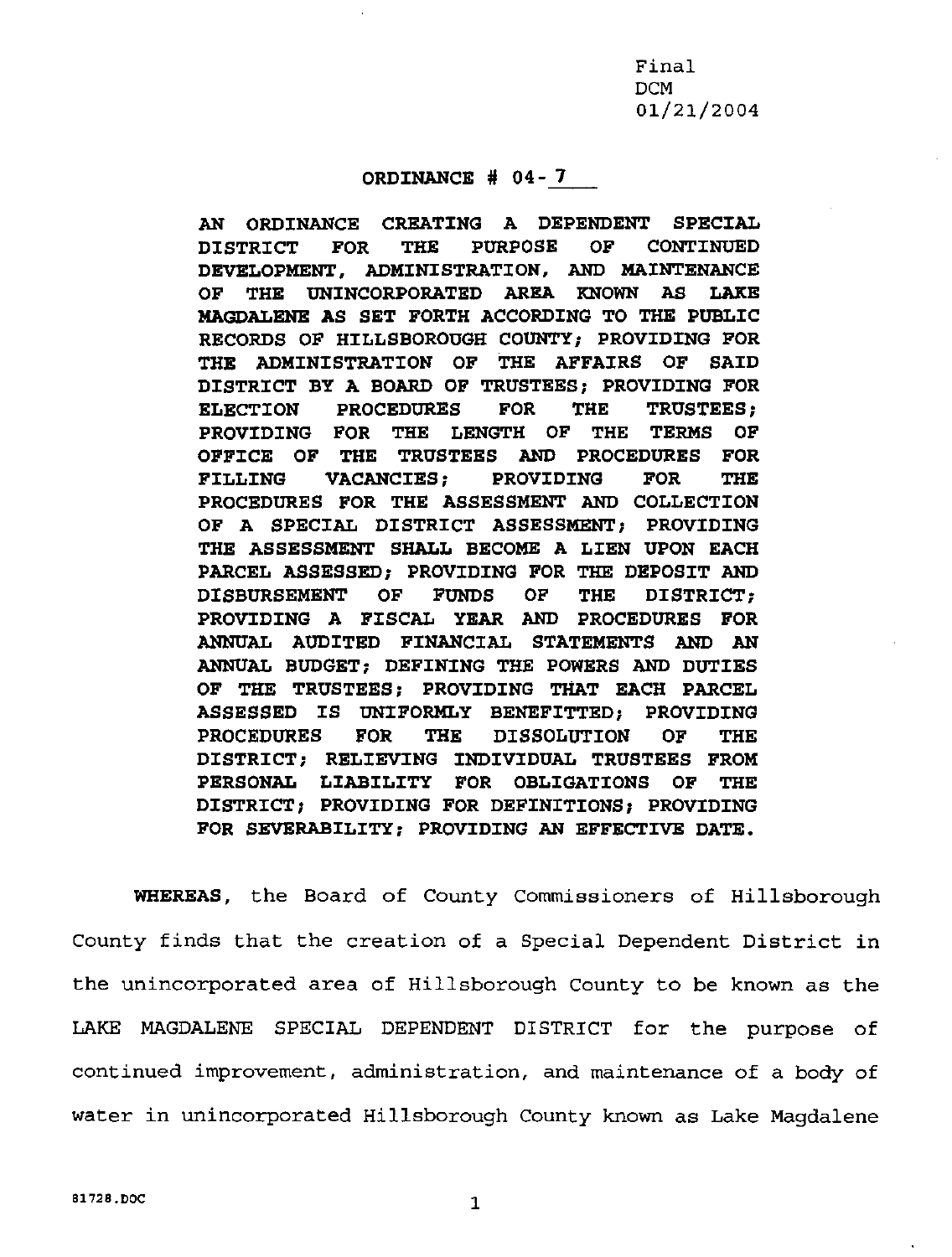Final
DCM
01/21/2004

# ORDINANCE # 04-7

**AN ORDINANCE CREATING A DEPENDENT SPECIAL DISTRICT FOR THE PURPOSE OF CONTINUED DEVELOPMENT, ADMINISTRATION, AND MAINTENANCE OF THE UNINCORPORATED AREA KNOWN AS LAKE MAGDALENE AS SET FORTH ACCORDING TO THE PUBLIC RECORDS OF HILLSBOROUGH COUNTY; PROVIDING FOR THE ADMINISTRATION OF THE AFFAIRS OF SAID DISTRICT BY A BOARD OF TRUSTEES; PROVIDING FOR ELECTION PROCEDURES FOR THE TRUSTEES; PROVIDING FOR THE LENGTH OF THE TERMS OF OFFICE OF THE TRUSTEES AND PROCEDURES FOR FILLING VACANCIES; PROVIDING FOR THE PROCEDURES FOR THE ASSESSMENT AND COLLECTION OF A SPECIAL DISTRICT ASSESSMENT; PROVIDING THE ASSESSMENT SHALL BECOME A LIEN UPON EACH PARCEL ASSESSED; PROVIDING FOR THE DEPOSIT AND DISBURSEMENT OF FUNDS OF THE DISTRICT; PROVIDING A FISCAL YEAR AND PROCEDURES FOR ANNUAL AUDITED FINANCIAL STATEMENTS AND AN ANNUAL BUDGET; DEFINING THE POWERS AND DUTIES OF THE TRUSTEES; PROVIDING THAT EACH PARCEL ASSESSED IS UNIFORMLY BENEFITTED; PROVIDING PROCEDURES FOR THE DISSOLUTION OF THE DISTRICT; RELIEVING INDIVIDUAL TRUSTEES FROM PERSONAL LIABILITY FOR OBLIGATIONS OF THE DISTRICT; PROVIDING FOR DEFINITIONS; PROVIDING FOR SEVERABILITY; PROVIDING AN EFFECTIVE DATE.**

**WHEREAS**, the Board of County Commissioners of Hillsborough County finds that the creation of a Special Dependent District in the unincorporated area of Hillsborough County to be known as the LAKE MAGDALENE SPECIAL DEPENDENT DISTRICT for the purpose of continued improvement, administration, and maintenance of a body of water in unincorporated Hillsborough County known as Lake Magdalene

81728.DOC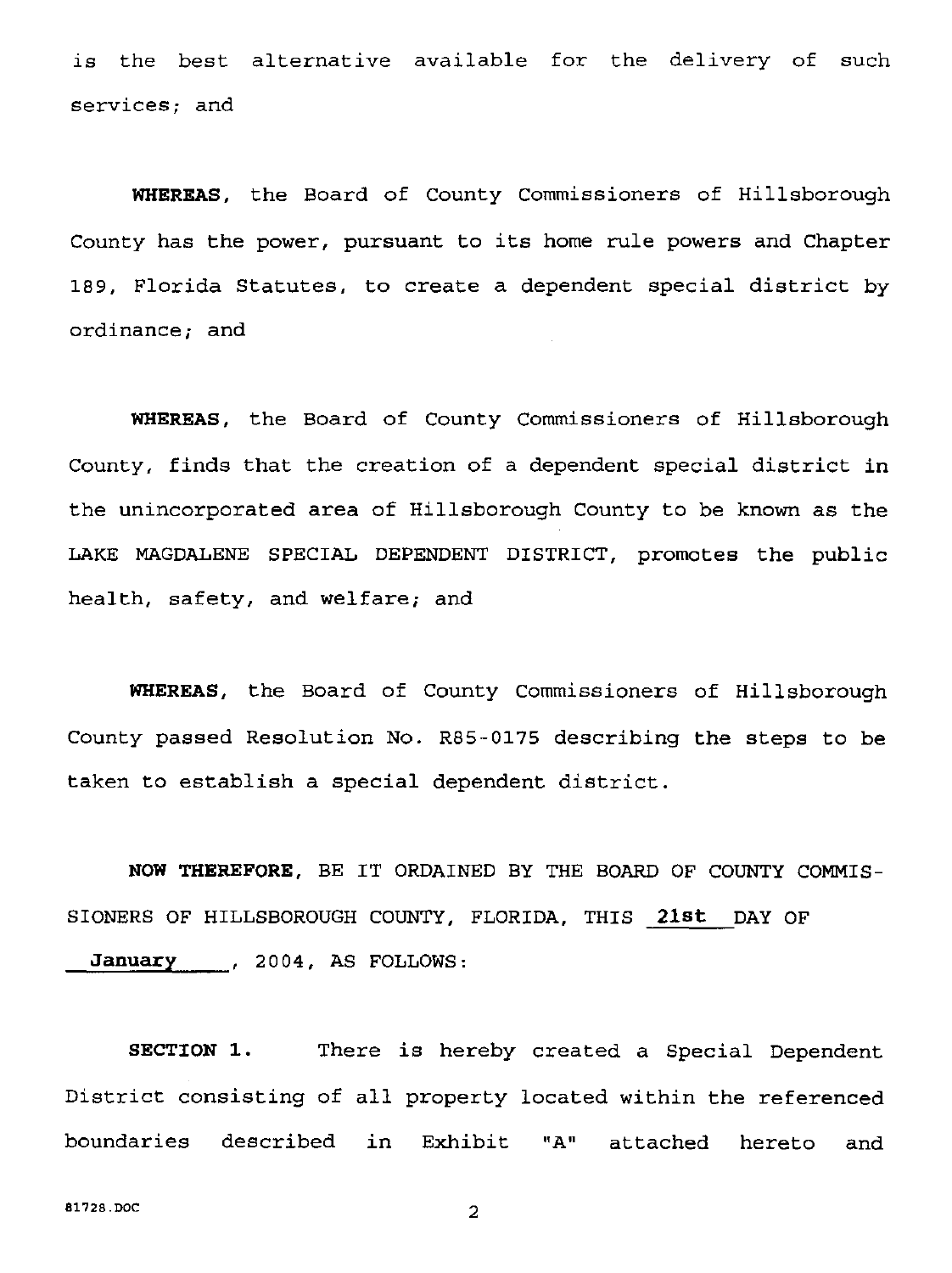is the best alternative available for the delivery of such services; and

**WHEREAS**, the Board of County Commissioners of Hillsborough County has the power, pursuant to its home rule powers and Chapter 189, Florida Statutes, to create a dependent special district by ordinance; and

**WHEREAS**, the Board of County Commissioners of Hillsborough County, finds that the creation of a dependent special district in the unincorporated area of Hillsborough County to be known as the LAKE MAGDALENE SPECIAL DEPENDENT DISTRICT, promotes the public health, safety, and welfare; and

**WHEREAS**, the Board of County Commissioners of Hillsborough County passed Resolution No. R85-0175 describing the steps to be taken to establish a special dependent district.

**NOW THEREFORE**, BE IT ORDAINED BY THE BOARD OF COUNTY COMMISSIONERS OF HILLSBOROUGH COUNTY, FLORIDA, THIS **21st** DAY OF **January**, 2004, AS FOLLOWS:

**SECTION 1.** There is hereby created a Special Dependent District consisting of all property located within the referenced boundaries described in Exhibit "A" attached hereto and

81728.DOC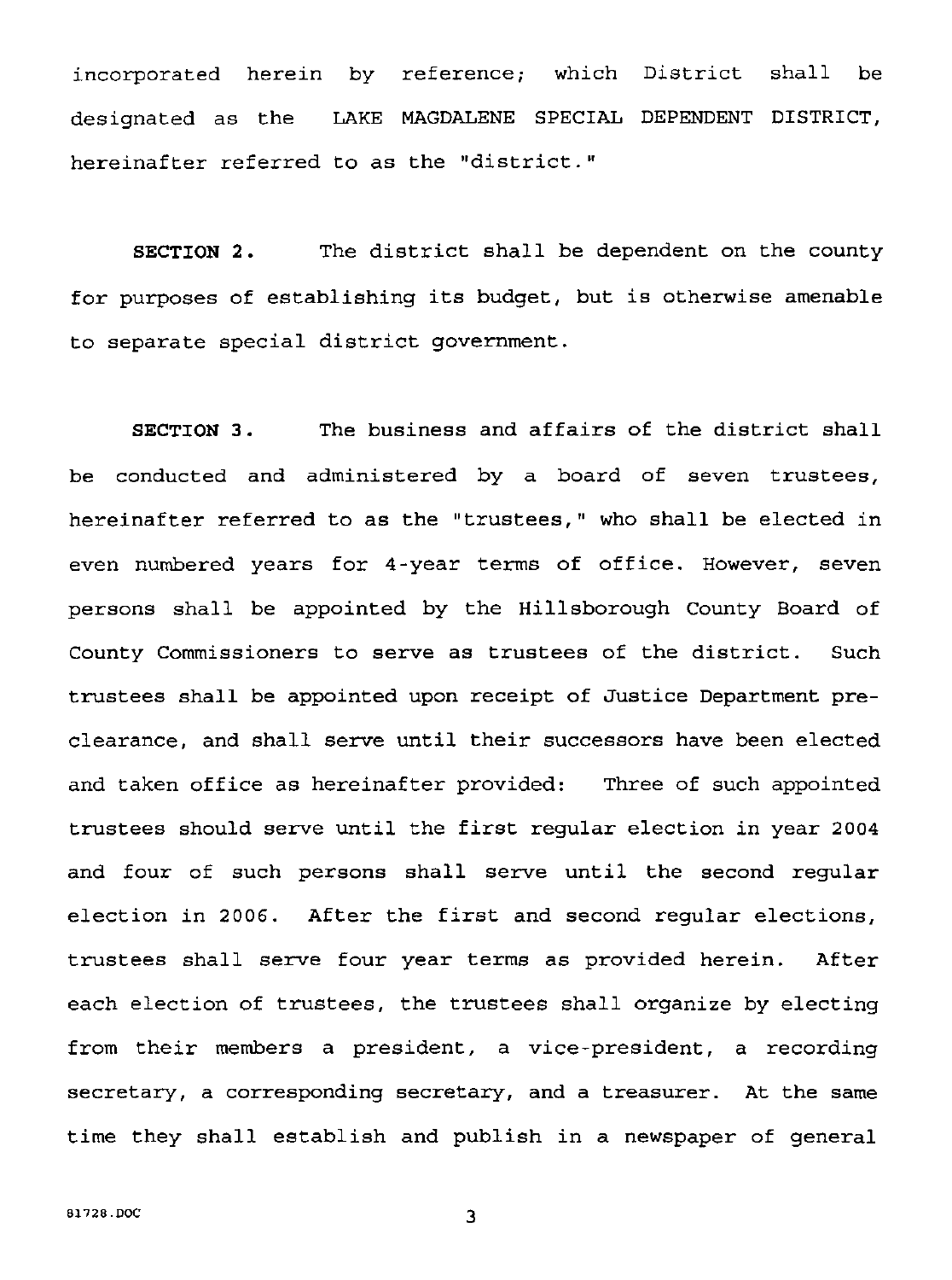incorporated herein by reference; which District shall be designated as the LAKE MAGDALENE SPECIAL DEPENDENT DISTRICT, hereinafter referred to as the "district."

**SECTION 2.** The district shall be dependent on the county for purposes of establishing its budget, but is otherwise amenable to separate special district government.

**SECTION 3.** The business and affairs of the district shall be conducted and administered by a board of seven trustees, hereinafter referred to as the "trustees," who shall be elected in even numbered years for 4-year terms of office. However, seven persons shall be appointed by the Hillsborough County Board of County Commissioners to serve as trustees of the district. Such trustees shall be appointed upon receipt of Justice Department pre-clearance, and shall serve until their successors have been elected and taken office as hereinafter provided: Three of such appointed trustees should serve until the first regular election in year 2004 and four of such persons shall serve until the second regular election in 2006. After the first and second regular elections, trustees shall serve four year terms as provided herein. After each election of trustees, the trustees shall organize by electing from their members a president, a vice-president, a recording secretary, a corresponding secretary, and a treasurer. At the same time they shall establish and publish in a newspaper of general

81728.DOC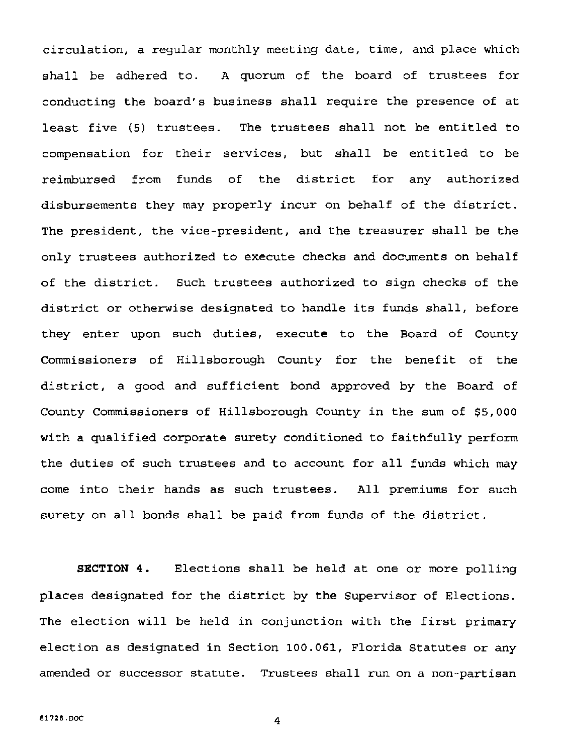circulation, a regular monthly meeting date, time, and place which shall be adhered to. A quorum of the board of trustees for conducting the board's business shall require the presence of at least five (5) trustees. The trustees shall not be entitled to compensation for their services, but shall be entitled to be reimbursed from funds of the district for any authorized disbursements they may properly incur on behalf of the district. The president, the vice-president, and the treasurer shall be the only trustees authorized to execute checks and documents on behalf of the district. Such trustees authorized to sign checks of the district or otherwise designated to handle its funds shall, before they enter upon such duties, execute to the Board of County Commissioners of Hillsborough County for the benefit of the district, a good and sufficient bond approved by the Board of County Commissioners of Hillsborough County in the sum of $5,000 with a qualified corporate surety conditioned to faithfully perform the duties of such trustees and to account for all funds which may come into their hands as such trustees. All premiums for such surety on all bonds shall be paid from funds of the district.

**SECTION 4.** Elections shall be held at one or more polling places designated for the district by the Supervisor of Elections. The election will be held in conjunction with the first primary election as designated in Section 100.061, Florida Statutes or any amended or successor statute. Trustees shall run on a non-partisan

81728.DOC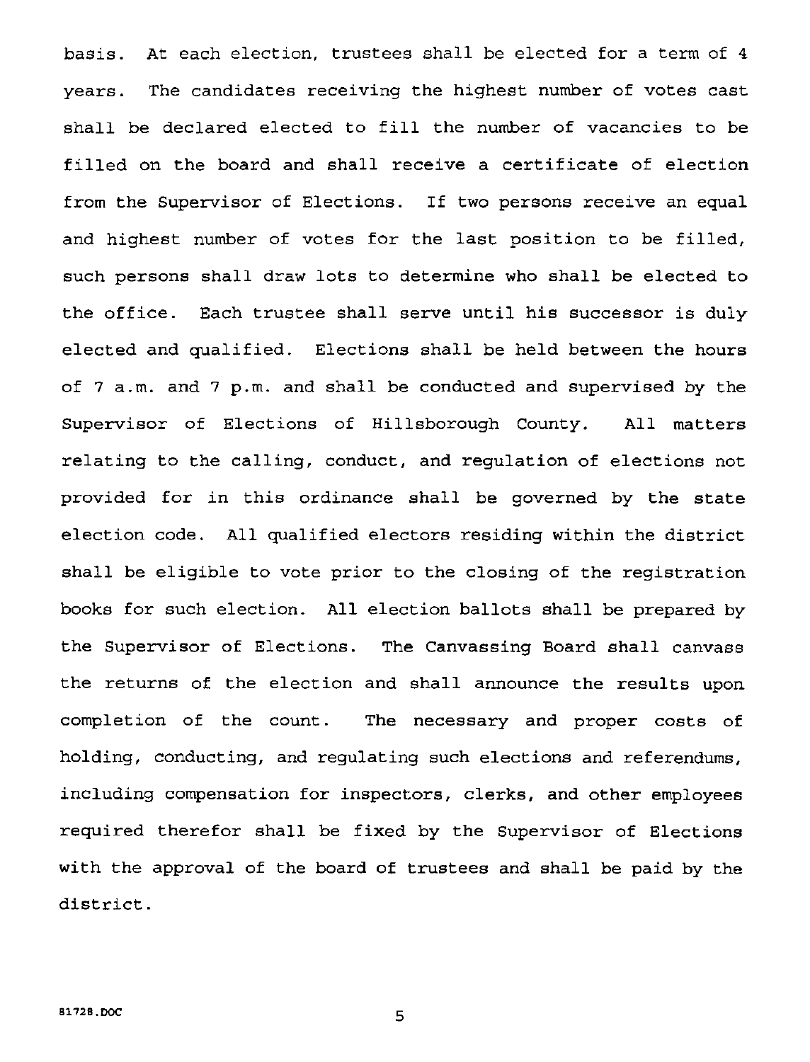basis. At each election, trustees shall be elected for a term of 4 years. The candidates receiving the highest number of votes cast shall be declared elected to fill the number of vacancies to be filled on the board and shall receive a certificate of election from the Supervisor of Elections. If two persons receive an equal and highest number of votes for the last position to be filled, such persons shall draw lots to determine who shall be elected to the office. Each trustee shall serve until his successor is duly elected and qualified. Elections shall be held between the hours of 7 a.m. and 7 p.m. and shall be conducted and supervised by the Supervisor of Elections of Hillsborough County. All matters relating to the calling, conduct, and regulation of elections not provided for in this ordinance shall be governed by the state election code. All qualified electors residing within the district shall be eligible to vote prior to the closing of the registration books for such election. All election ballots shall be prepared by the Supervisor of Elections. The Canvassing Board shall canvass the returns of the election and shall announce the results upon completion of the count. The necessary and proper costs of holding, conducting, and regulating such elections and referendums, including compensation for inspectors, clerks, and other employees required therefor shall be fixed by the Supervisor of Elections with the approval of the board of trustees and shall be paid by the district.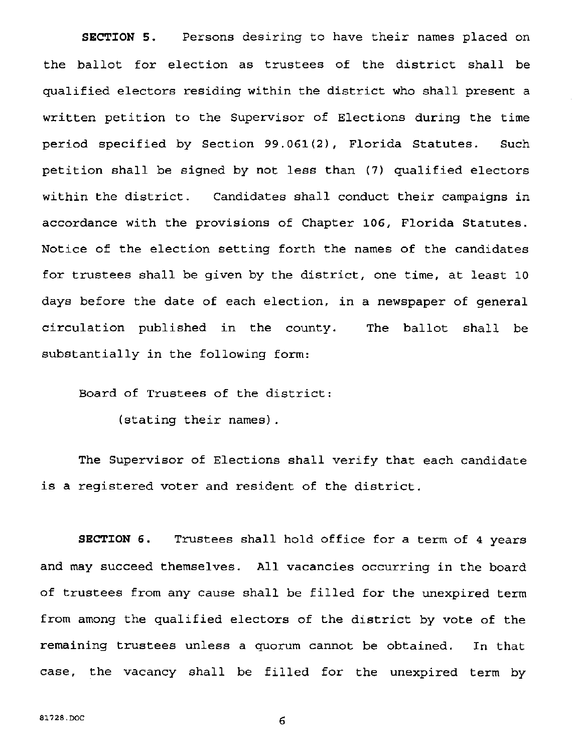**SECTION 5.** Persons desiring to have their names placed on the ballot for election as trustees of the district shall be qualified electors residing within the district who shall present a written petition to the Supervisor of Elections during the time period specified by Section 99.061(2), Florida Statutes. Such petition shall be signed by not less than (7) qualified electors within the district. Candidates shall conduct their campaigns in accordance with the provisions of Chapter 106, Florida Statutes. Notice of the election setting forth the names of the candidates for trustees shall be given by the district, one time, at least 10 days before the date of each election, in a newspaper of general circulation published in the county. The ballot shall be substantially in the following form:

Board of Trustees of the district:

(stating their names).

The Supervisor of Elections shall verify that each candidate is a registered voter and resident of the district.

**SECTION 6.** Trustees shall hold office for a term of 4 years and may succeed themselves. All vacancies occurring in the board of trustees from any cause shall be filled for the unexpired term from among the qualified electors of the district by vote of the remaining trustees unless a quorum cannot be obtained. In that case, the vacancy shall be filled for the unexpired term by

81728.DOC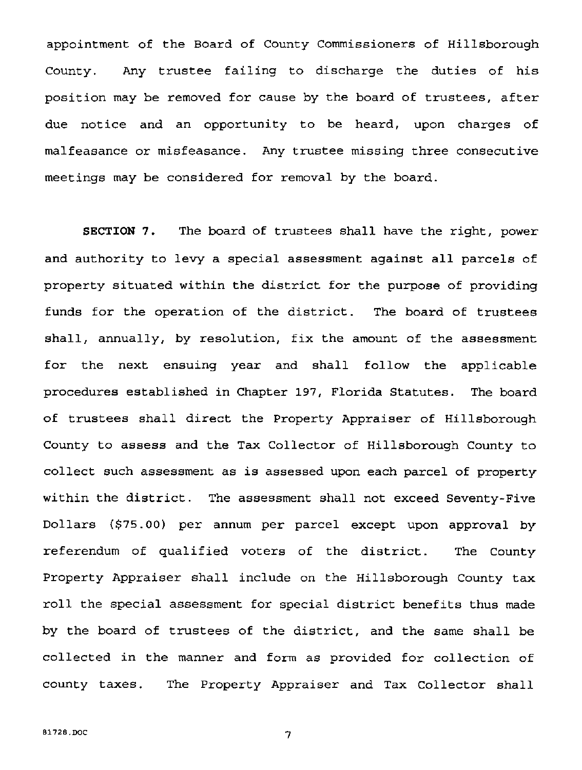appointment of the Board of County Commissioners of Hillsborough County. Any trustee failing to discharge the duties of his position may be removed for cause by the board of trustees, after due notice and an opportunity to be heard, upon charges of malfeasance or misfeasance. Any trustee missing three consecutive meetings may be considered for removal by the board.

**SECTION 7.** The board of trustees shall have the right, power and authority to levy a special assessment against all parcels of property situated within the district for the purpose of providing funds for the operation of the district. The board of trustees shall, annually, by resolution, fix the amount of the assessment for the next ensuing year and shall follow the applicable procedures established in Chapter 197, Florida Statutes. The board of trustees shall direct the Property Appraiser of Hillsborough County to assess and the Tax Collector of Hillsborough County to collect such assessment as is assessed upon each parcel of property within the district. The assessment shall not exceed Seventy-Five Dollars ($75.00) per annum per parcel except upon approval by referendum of qualified voters of the district. The County Property Appraiser shall include on the Hillsborough County tax roll the special assessment for special district benefits thus made by the board of trustees of the district, and the same shall be collected in the manner and form as provided for collection of county taxes. The Property Appraiser and Tax Collector shall

81728.DOC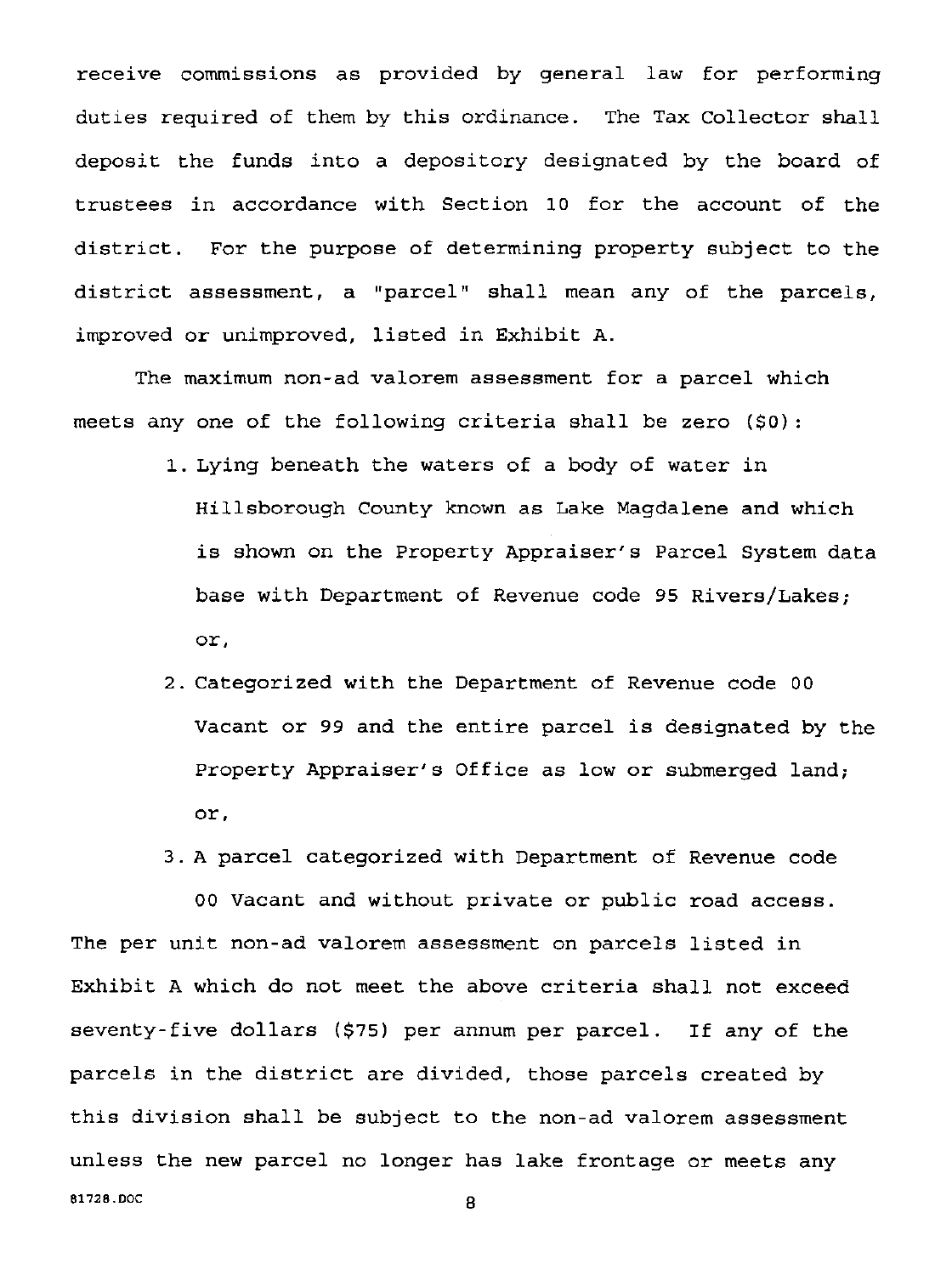receive commissions as provided by general law for performing duties required of them by this ordinance. The Tax Collector shall deposit the funds into a depository designated by the board of trustees in accordance with Section 10 for the account of the district. For the purpose of determining property subject to the district assessment, a "parcel" shall mean any of the parcels, improved or unimproved, listed in Exhibit A.

The maximum non-ad valorem assessment for a parcel which meets any one of the following criteria shall be zero ($0):

1. Lying beneath the waters of a body of water in Hillsborough County known as Lake Magdalene and which is shown on the Property Appraiser's Parcel System data base with Department of Revenue code 95 Rivers/Lakes; or,
2. Categorized with the Department of Revenue code 00 Vacant or 99 and the entire parcel is designated by the Property Appraiser's Office as low or submerged land; or,
3. A parcel categorized with Department of Revenue code 00 Vacant and without private or public road access.

The per unit non-ad valorem assessment on parcels listed in Exhibit A which do not meet the above criteria shall not exceed seventy-five dollars ($75) per annum per parcel. If any of the parcels in the district are divided, those parcels created by this division shall be subject to the non-ad valorem assessment unless the new parcel no longer has lake frontage or meets any

81728.DOC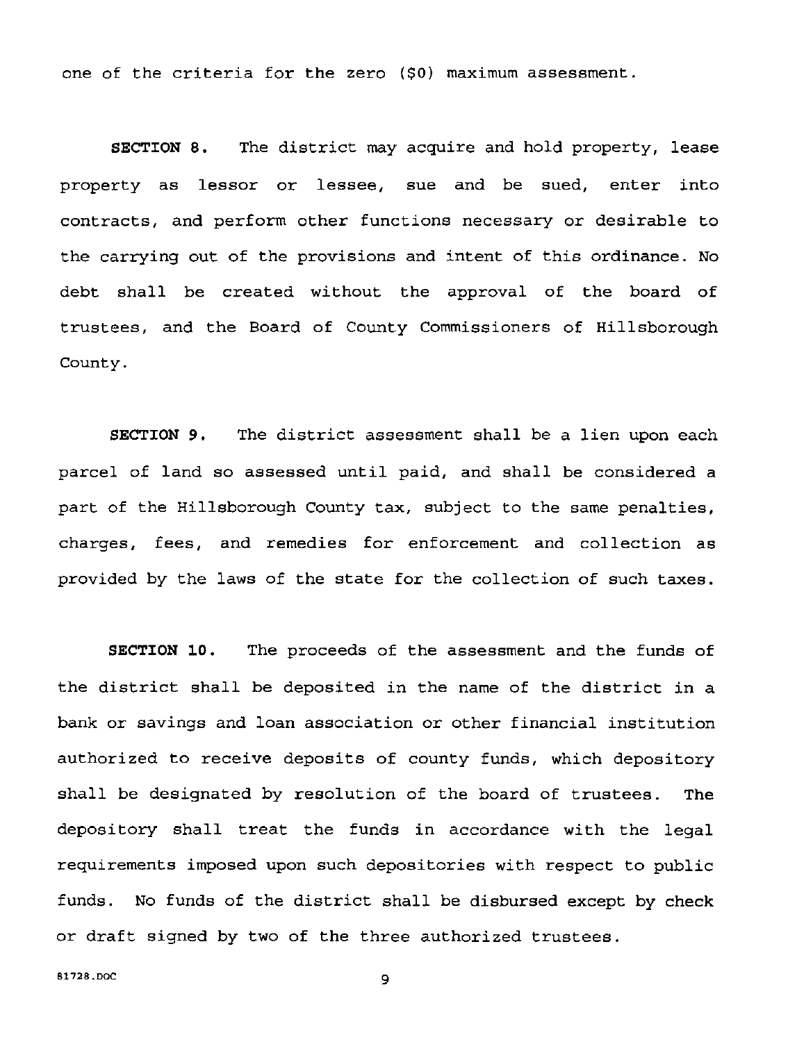one of the criteria for the zero ($0) maximum assessment.

**SECTION 8.** The district may acquire and hold property, lease property as lessor or lessee, sue and be sued, enter into contracts, and perform other functions necessary or desirable to the carrying out of the provisions and intent of this ordinance. No debt shall be created without the approval of the board of trustees, and the Board of County Commissioners of Hillsborough County.

**SECTION 9.** The district assessment shall be a lien upon each parcel of land so assessed until paid, and shall be considered a part of the Hillsborough County tax, subject to the same penalties, charges, fees, and remedies for enforcement and collection as provided by the laws of the state for the collection of such taxes.

**SECTION 10.** The proceeds of the assessment and the funds of the district shall be deposited in the name of the district in a bank or savings and loan association or other financial institution authorized to receive deposits of county funds, which depository shall be designated by resolution of the board of trustees. The depository shall treat the funds in accordance with the legal requirements imposed upon such depositories with respect to public funds. No funds of the district shall be disbursed except by check or draft signed by two of the three authorized trustees.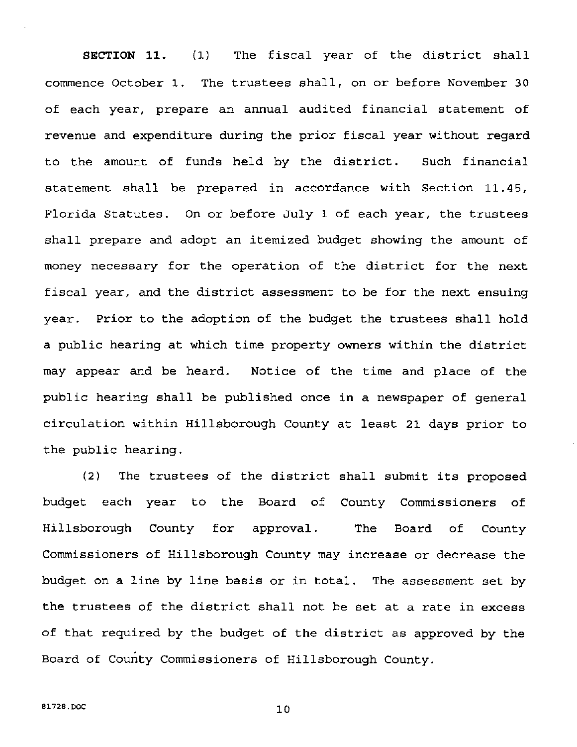**SECTION 11.** (1) The fiscal year of the district shall commence October 1. The trustees shall, on or before November 30 of each year, prepare an annual audited financial statement of revenue and expenditure during the prior fiscal year without regard to the amount of funds held by the district. Such financial statement shall be prepared in accordance with Section 11.45, Florida Statutes. On or before July 1 of each year, the trustees shall prepare and adopt an itemized budget showing the amount of money necessary for the operation of the district for the next fiscal year, and the district assessment to be for the next ensuing year. Prior to the adoption of the budget the trustees shall hold a public hearing at which time property owners within the district may appear and be heard. Notice of the time and place of the public hearing shall be published once in a newspaper of general circulation within Hillsborough County at least 21 days prior to the public hearing.

(2) The trustees of the district shall submit its proposed budget each year to the Board of County Commissioners of Hillsborough County for approval. The Board of County Commissioners of Hillsborough County may increase or decrease the budget on a line by line basis or in total. The assessment set by the trustees of the district shall not be set at a rate in excess of that required by the budget of the district as approved by the Board of County Commissioners of Hillsborough County.

81728.DOC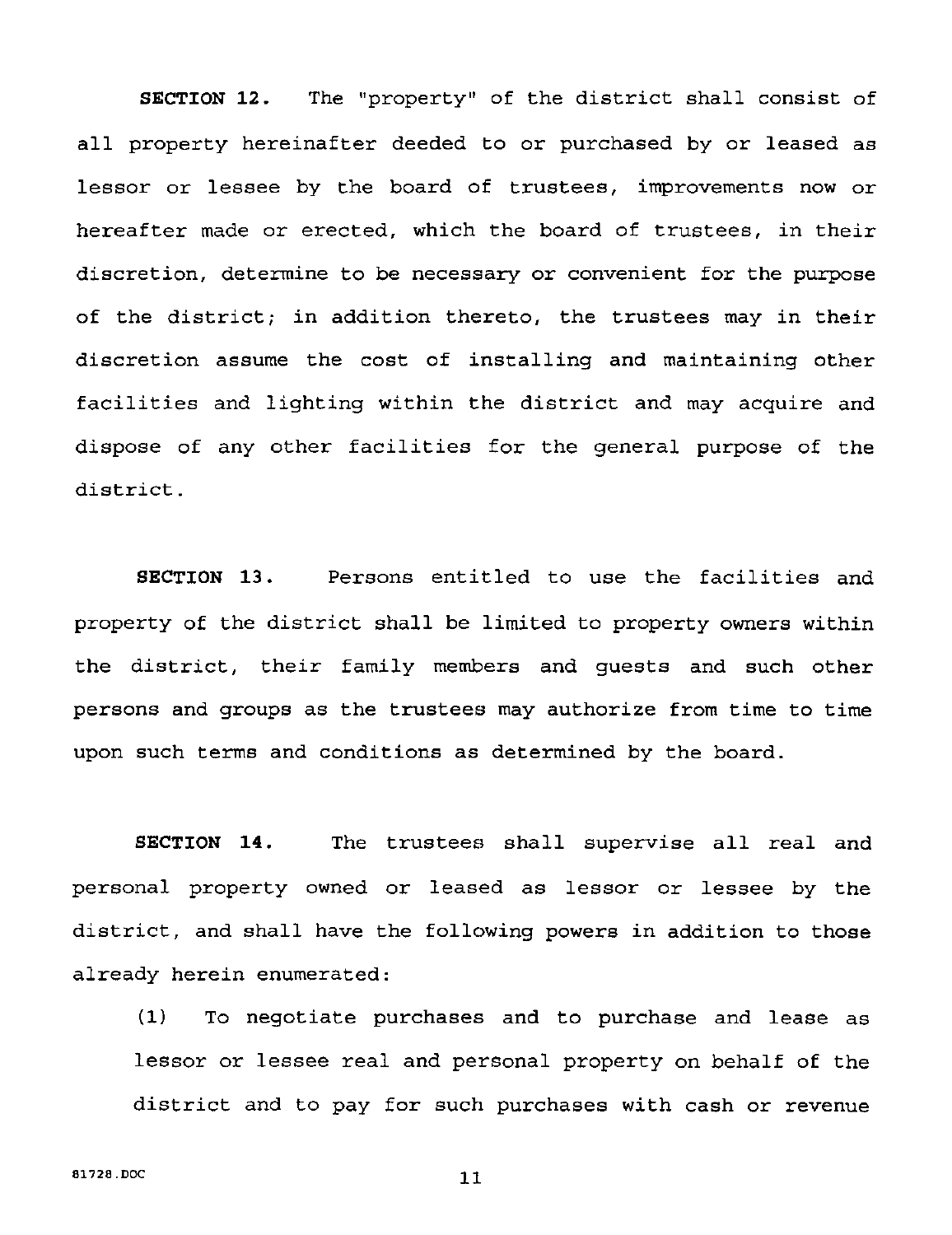**SECTION 12.** The "property" of the district shall consist of all property hereinafter deeded to or purchased by or leased as lessor or lessee by the board of trustees, improvements now or hereafter made or erected, which the board of trustees, in their discretion, determine to be necessary or convenient for the purpose of the district; in addition thereto, the trustees may in their discretion assume the cost of installing and maintaining other facilities and lighting within the district and may acquire and dispose of any other facilities for the general purpose of the district.

**SECTION 13.** Persons entitled to use the facilities and property of the district shall be limited to property owners within the district, their family members and guests and such other persons and groups as the trustees may authorize from time to time upon such terms and conditions as determined by the board.

**SECTION 14.** The trustees shall supervise all real and personal property owned or leased as lessor or lessee by the district, and shall have the following powers in addition to those already herein enumerated:

(1) To negotiate purchases and to purchase and lease as lessor or lessee real and personal property on behalf of the district and to pay for such purchases with cash or revenue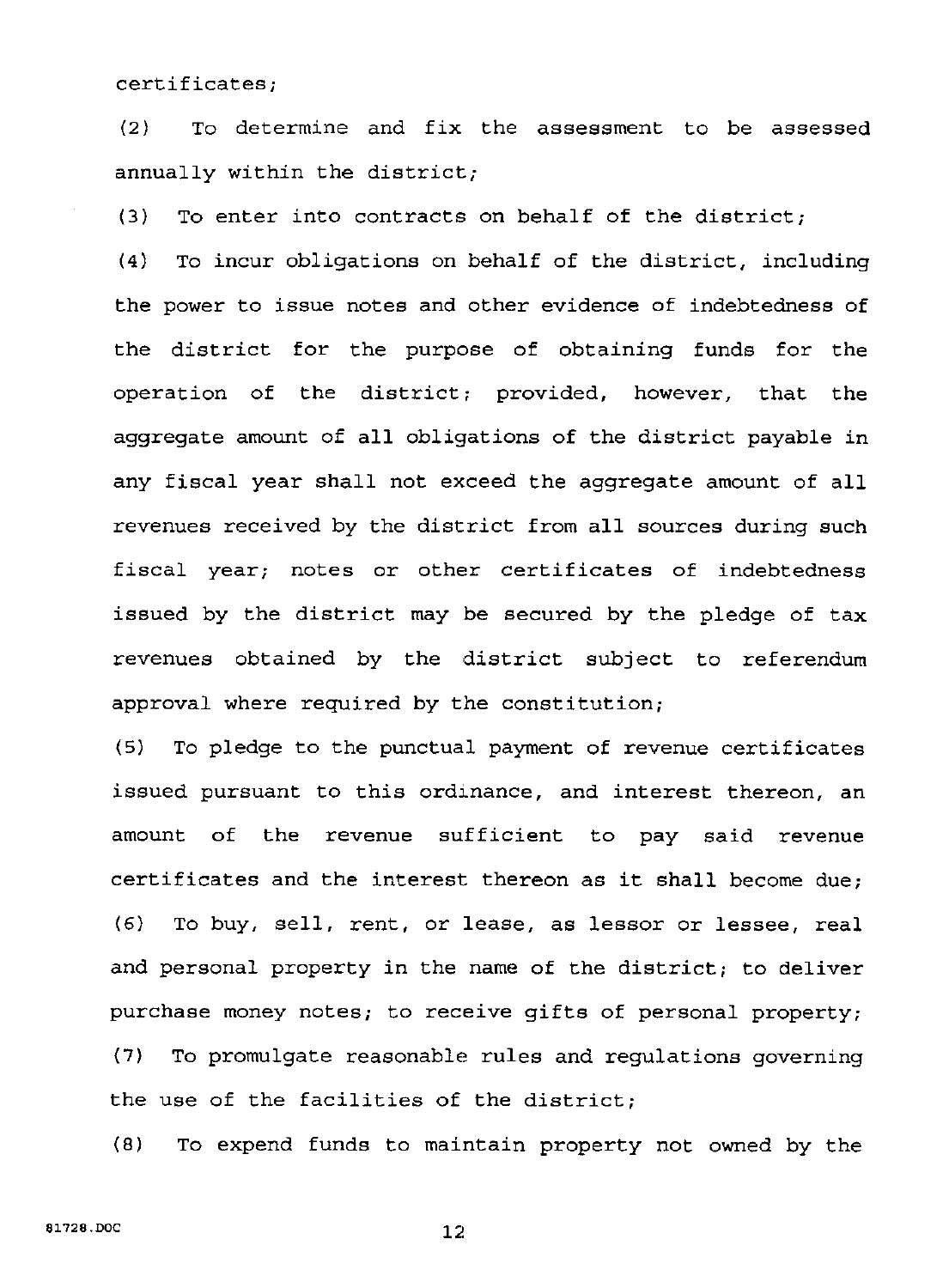certificates;

(2) To determine and fix the assessment to be assessed annually within the district;

(3) To enter into contracts on behalf of the district;

(4) To incur obligations on behalf of the district, including the power to issue notes and other evidence of indebtedness of the district for the purpose of obtaining funds for the operation of the district; provided, however, that the aggregate amount of all obligations of the district payable in any fiscal year shall not exceed the aggregate amount of all revenues received by the district from all sources during such fiscal year; notes or other certificates of indebtedness issued by the district may be secured by the pledge of tax revenues obtained by the district subject to referendum approval where required by the constitution;

(5) To pledge to the punctual payment of revenue certificates issued pursuant to this ordinance, and interest thereon, an amount of the revenue sufficient to pay said revenue certificates and the interest thereon as it shall become due;

(6) To buy, sell, rent, or lease, as lessor or lessee, real and personal property in the name of the district; to deliver purchase money notes; to receive gifts of personal property;

(7) To promulgate reasonable rules and regulations governing the use of the facilities of the district;

(8) To expend funds to maintain property not owned by the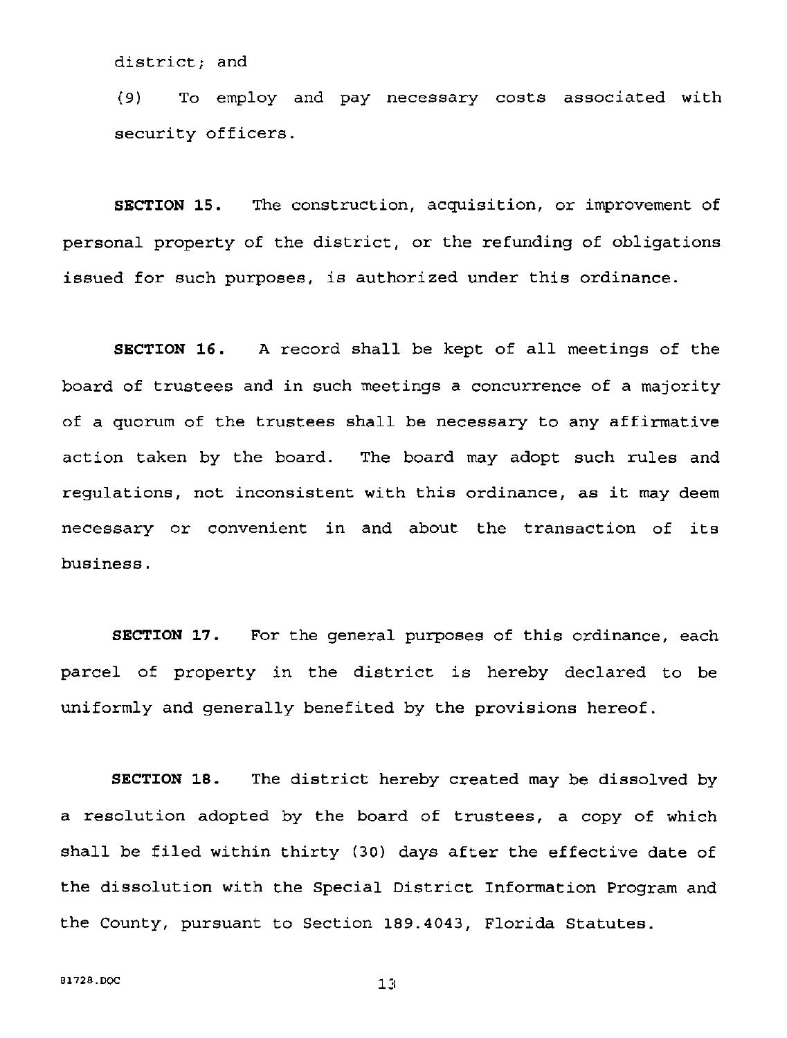district; and

(9) To employ and pay necessary costs associated with security officers.

**SECTION 15.** The construction, acquisition, or improvement of personal property of the district, or the refunding of obligations issued for such purposes, is authorized under this ordinance.

**SECTION 16.** A record shall be kept of all meetings of the board of trustees and in such meetings a concurrence of a majority of a quorum of the trustees shall be necessary to any affirmative action taken by the board. The board may adopt such rules and regulations, not inconsistent with this ordinance, as it may deem necessary or convenient in and about the transaction of its business.

**SECTION 17.** For the general purposes of this ordinance, each parcel of property in the district is hereby declared to be uniformly and generally benefited by the provisions hereof.

**SECTION 18.** The district hereby created may be dissolved by a resolution adopted by the board of trustees, a copy of which shall be filed within thirty (30) days after the effective date of the dissolution with the Special District Information Program and the County, pursuant to Section 189.4043, Florida Statutes.

81728.DOC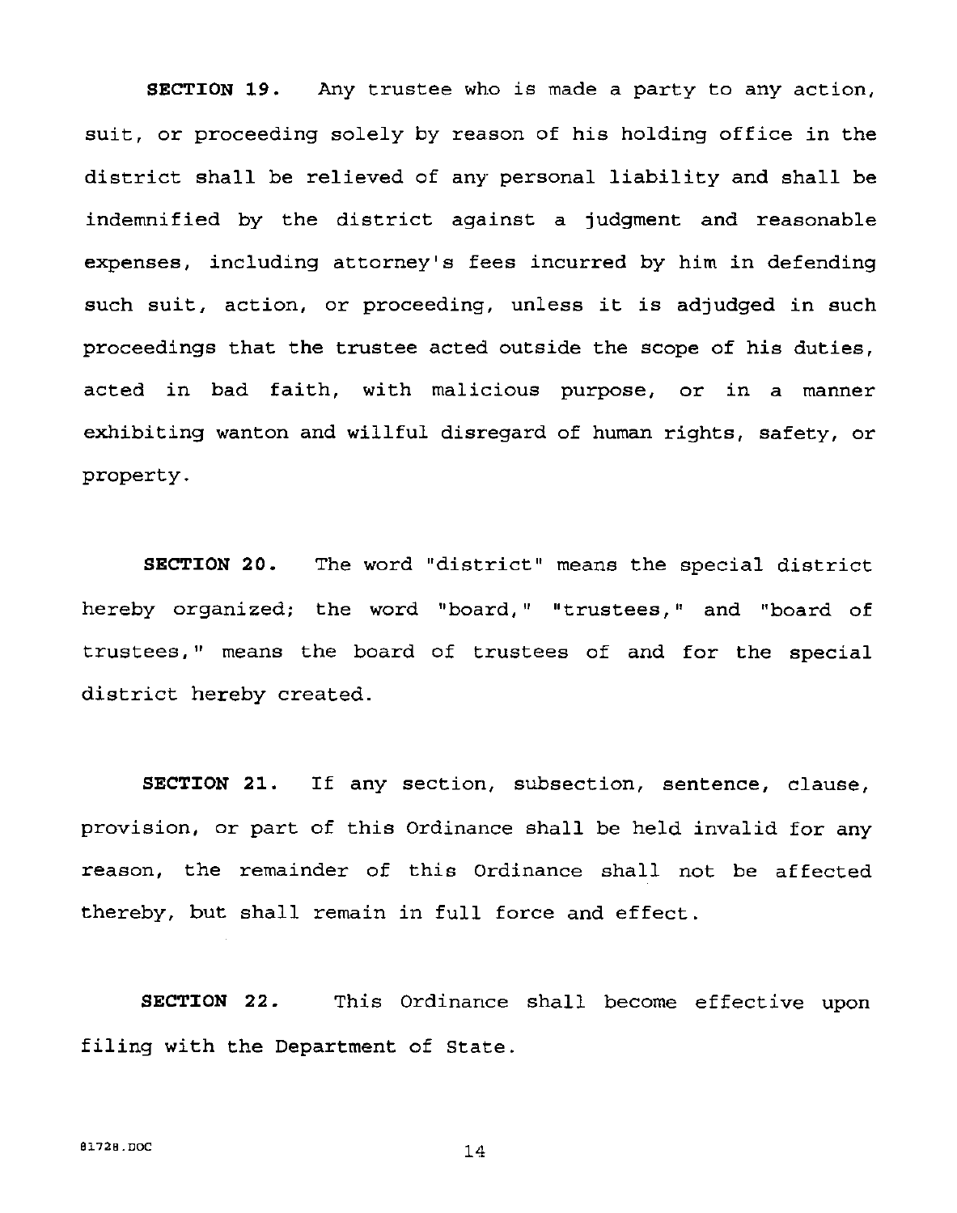**SECTION 19.** Any trustee who is made a party to any action, suit, or proceeding solely by reason of his holding office in the district shall be relieved of any personal liability and shall be indemnified by the district against a judgment and reasonable expenses, including attorney's fees incurred by him in defending such suit, action, or proceeding, unless it is adjudged in such proceedings that the trustee acted outside the scope of his duties, acted in bad faith, with malicious purpose, or in a manner exhibiting wanton and willful disregard of human rights, safety, or property.

**SECTION 20.** The word "district" means the special district hereby organized; the word "board," "trustees," and "board of trustees," means the board of trustees of and for the special district hereby created.

**SECTION 21.** If any section, subsection, sentence, clause, provision, or part of this Ordinance shall be held invalid for any reason, the remainder of this Ordinance shall not be affected thereby, but shall remain in full force and effect.

**SECTION 22.** This Ordinance shall become effective upon filing with the Department of State.

81728.DOC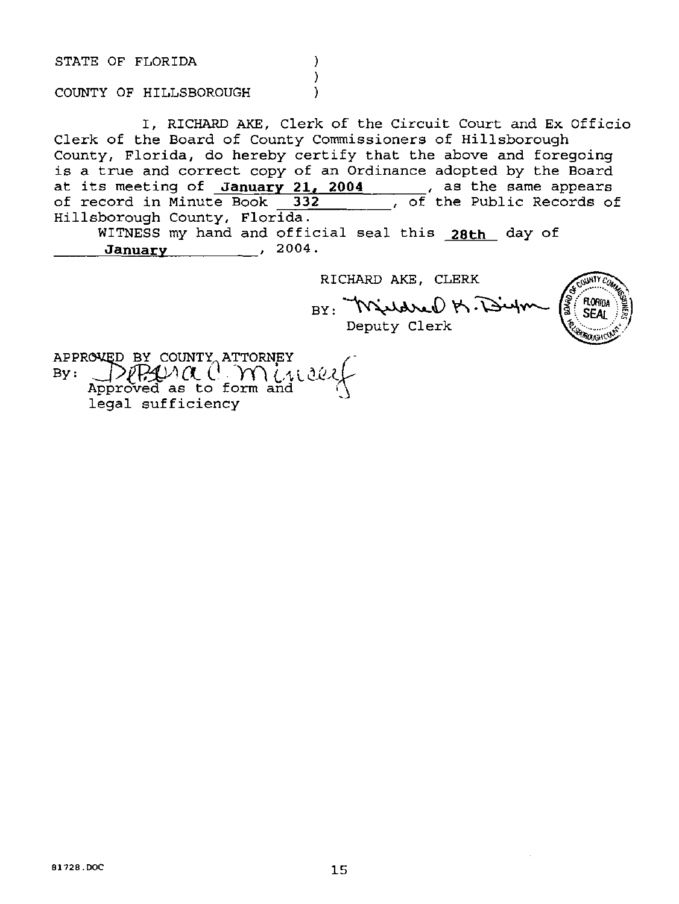STATE OF FLORIDA )
)
COUNTY OF HILLSBOROUGH )

I, RICHARD AKE, Clerk of the Circuit Court and Ex Officio Clerk of the Board of County Commissioners of Hillsborough County, Florida, do hereby certify that the above and foregoing is a true and correct copy of an Ordinance adopted by the Board at its meeting of **January 21, 2004**, as the same appears of record in Minute Book **332**, of the Public Records of Hillsborough County, Florida.

WITNESS my hand and official seal this **28th** day of **January**, 2004.

RICHARD AKE, CLERK

BY: Mildred H. Dixon

Deputy Clerk

APPROVED BY COUNTY ATTORNEY

By: Debra C. Mincey

Approved as to form and legal sufficiency

81728.DOC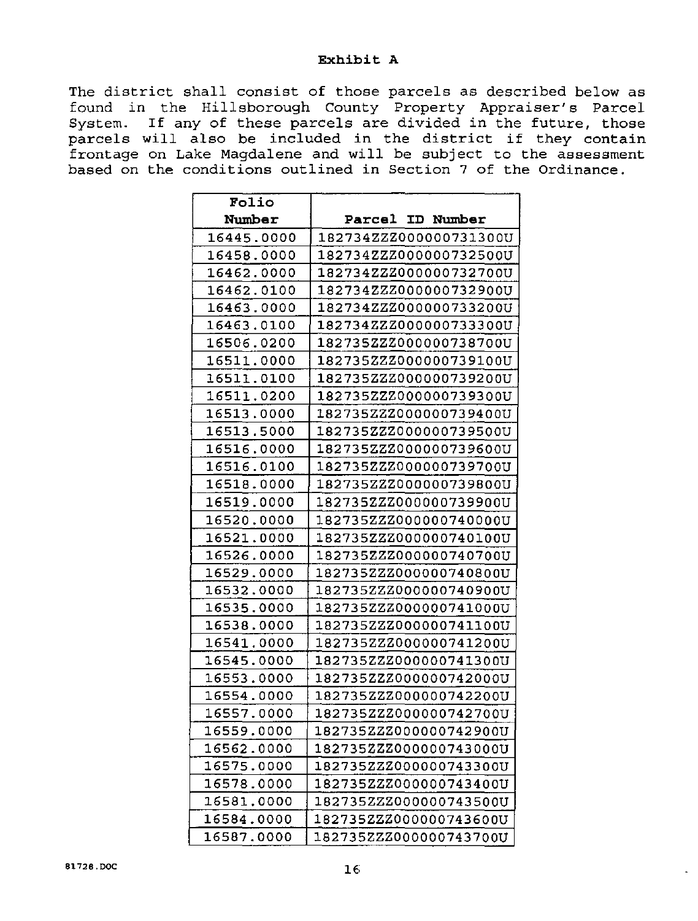**Exhibit A**

The district shall consist of those parcels as described below as found in the Hillsborough County Property Appraiser's Parcel System. If any of these parcels are divided in the future, those parcels will also be included in the district if they contain frontage on Lake Magdalene and will be subject to the assessment based on the conditions outlined in Section 7 of the Ordinance.

| Folio Number | Parcel ID Number |
|---|---|
| 16445.0000 | 182734ZZZ000000731300U |
| 16458.0000 | 182734ZZZ000000732500U |
| 16462.0000 | 182734ZZZ000000732700U |
| 16462.0100 | 182734ZZZ000000732900U |
| 16463.0000 | 182734ZZZ000000733200U |
| 16463.0100 | 182734ZZZ000000733300U |
| 16506.0200 | 182735ZZZ000000738700U |
| 16511.0000 | 182735ZZZ000000739100U |
| 16511.0100 | 182735ZZZ000000739200U |
| 16511.0200 | 182735ZZZ000000739300U |
| 16513.0000 | 182735ZZZ000000739400U |
| 16513.5000 | 182735ZZZ000000739500U |
| 16516.0000 | 182735ZZZ000000739600U |
| 16516.0100 | 182735ZZZ000000739700U |
| 16518.0000 | 182735ZZZ000000739800U |
| 16519.0000 | 182735ZZZ000000739900U |
| 16520.0000 | 182735ZZZ000000740000U |
| 16521.0000 | 182735ZZZ000000740100U |
| 16526.0000 | 182735ZZZ000000740700U |
| 16529.0000 | 182735ZZZ000000740800U |
| 16532.0000 | 182735ZZZ000000740900U |
| 16535.0000 | 182735ZZZ000000741000U |
| 16538.0000 | 182735ZZZ000000741100U |
| 16541.0000 | 182735ZZZ000000741200U |
| 16545.0000 | 182735ZZZ000000741300U |
| 16553.0000 | 182735ZZZ000000742000U |
| 16554.0000 | 182735ZZZ000000742200U |
| 16557.0000 | 182735ZZZ000000742700U |
| 16559.0000 | 182735ZZZ000000742900U |
| 16562.0000 | 182735ZZZ000000743000U |
| 16575.0000 | 182735ZZZ000000743300U |
| 16578.0000 | 182735ZZZ000000743400U |
| 16581.0000 | 182735ZZZ000000743500U |
| 16584.0000 | 182735ZZZ000000743600U |
| 16587.0000 | 182735ZZZ000000743700U |

81728.DOC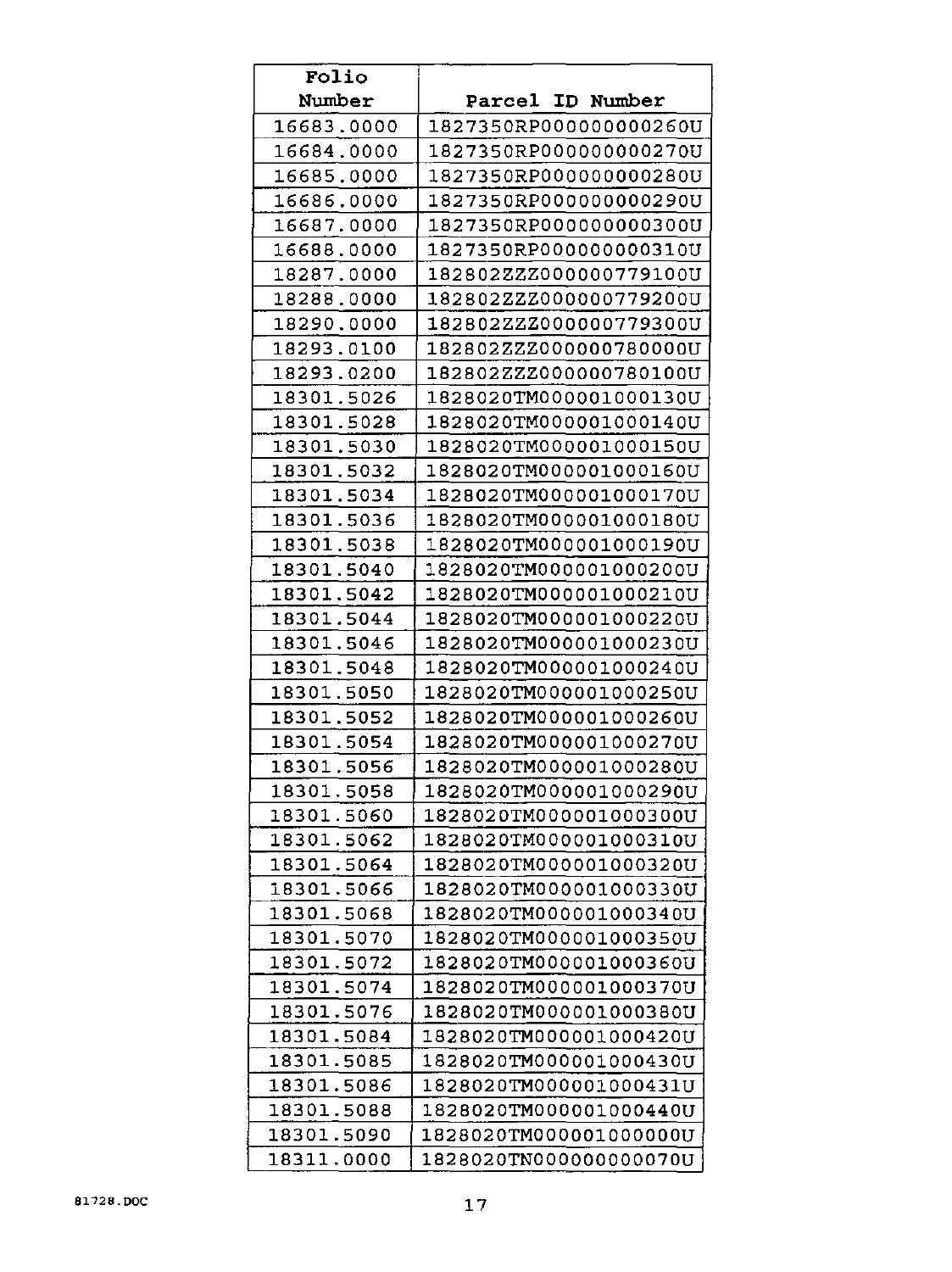| Folio Number | Parcel ID Number |
|---|---|
| 16683.0000 | 1827350RP000000000260U |
| 16684.0000 | 1827350RP000000000270U |
| 16685.0000 | 1827350RP000000000280U |
| 16686.0000 | 1827350RP000000000290U |
| 16687.0000 | 1827350RP000000000300U |
| 16688.0000 | 1827350RP000000000310U |
| 18287.0000 | 182802ZZZ000000779100U |
| 18288.0000 | 182802ZZZ000000779200U |
| 18290.0000 | 182802ZZZ000000779300U |
| 18293.0100 | 182802ZZZ000000780000U |
| 18293.0200 | 182802ZZZ000000780100U |
| 18301.5026 | 1828020TM000001000130U |
| 18301.5028 | 1828020TM000001000140U |
| 18301.5030 | 1828020TM000001000150U |
| 18301.5032 | 1828020TM000001000160U |
| 18301.5034 | 1828020TM000001000170U |
| 18301.5036 | 1828020TM000001000180U |
| 18301.5038 | 1828020TM000001000190U |
| 18301.5040 | 1828020TM000001000200U |
| 18301.5042 | 1828020TM000001000210U |
| 18301.5044 | 1828020TM000001000220U |
| 18301.5046 | 1828020TM000001000230U |
| 18301.5048 | 1828020TM000001000240U |
| 18301.5050 | 1828020TM000001000250U |
| 18301.5052 | 1828020TM000001000260U |
| 18301.5054 | 1828020TM000001000270U |
| 18301.5056 | 1828020TM000001000280U |
| 18301.5058 | 1828020TM000001000290U |
| 18301.5060 | 1828020TM000001000300U |
| 18301.5062 | 1828020TM000001000310U |
| 18301.5064 | 1828020TM000001000320U |
| 18301.5066 | 1828020TM000001000330U |
| 18301.5068 | 1828020TM000001000340U |
| 18301.5070 | 1828020TM000001000350U |
| 18301.5072 | 1828020TM000001000360U |
| 18301.5074 | 1828020TM000001000370U |
| 18301.5076 | 1828020TM000001000380U |
| 18301.5084 | 1828020TM000001000420U |
| 18301.5085 | 1828020TM000001000430U |
| 18301.5086 | 1828020TM000001000431U |
| 18301.5088 | 1828020TM000001000440U |
| 18301.5090 | 1828020TM000001000000U |
| 18311.0000 | 1828020TN000000000070U |

81728.DOC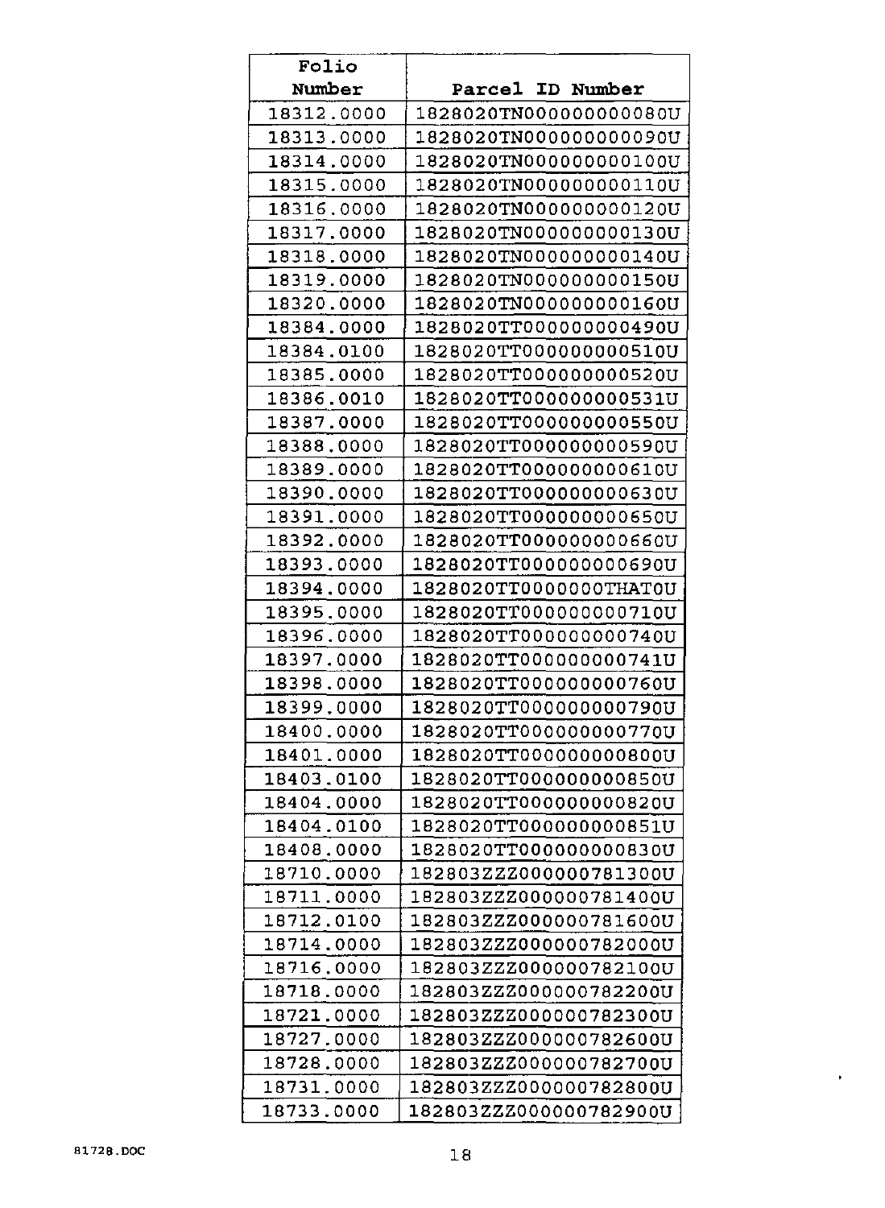| Folio Number | Parcel ID Number |
|---|---|
| 18312.0000 | 1828020TN000000000080U |
| 18313.0000 | 1828020TN000000000090U |
| 18314.0000 | 1828020TN000000000100U |
| 18315.0000 | 1828020TN000000000110U |
| 18316.0000 | 1828020TN000000000120U |
| 18317.0000 | 1828020TN000000000130U |
| 18318.0000 | 1828020TN000000000140U |
| 18319.0000 | 1828020TN000000000150U |
| 18320.0000 | 1828020TN000000000160U |
| 18384.0000 | 1828020TT000000000490U |
| 18384.0100 | 1828020TT000000000510U |
| 18385.0000 | 1828020TT000000000520U |
| 18386.0010 | 1828020TT000000000531U |
| 18387.0000 | 1828020TT000000000550U |
| 18388.0000 | 1828020TT000000000590U |
| 18389.0000 | 1828020TT000000000610U |
| 18390.0000 | 1828020TT000000000630U |
| 18391.0000 | 1828020TT000000000650U |
| 18392.0000 | 1828020TT000000000660U |
| 18393.0000 | 1828020TT000000000690U |
| 18394.0000 | 1828020TT0000000THAT0U |
| 18395.0000 | 1828020TT000000000710U |
| 18396.0000 | 1828020TT000000000740U |
| 18397.0000 | 1828020TT000000000741U |
| 18398.0000 | 1828020TT000000000760U |
| 18399.0000 | 1828020TT000000000790U |
| 18400.0000 | 1828020TT000000000770U |
| 18401.0000 | 1828020TT000000000800U |
| 18403.0100 | 1828020TT000000000850U |
| 18404.0000 | 1828020TT000000000820U |
| 18404.0100 | 1828020TT000000000851U |
| 18408.0000 | 1828020TT000000000830U |
| 18710.0000 | 182803ZZZ000000781300U |
| 18711.0000 | 182803ZZZ000000781400U |
| 18712.0100 | 182803ZZZ000000781600U |
| 18714.0000 | 182803ZZZ000000782000U |
| 18716.0000 | 182803ZZZ000000782100U |
| 18718.0000 | 182803ZZZ000000782200U |
| 18721.0000 | 182803ZZZ000000782300U |
| 18727.0000 | 182803ZZZ000000782600U |
| 18728.0000 | 182803ZZZ000000782700U |
| 18731.0000 | 182803ZZZ000000782800U |
| 18733.0000 | 182803ZZZ000000782900U |

81728.DOC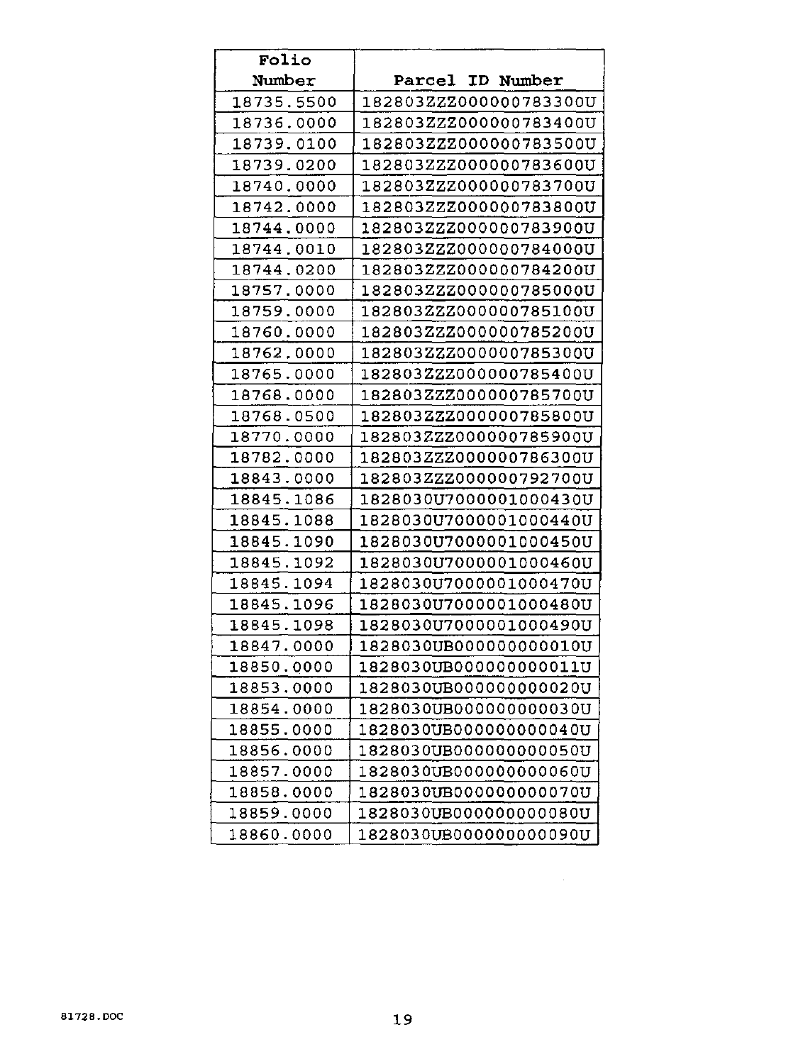| Folio Number | Parcel ID Number |
|---|---|
| 18735.5500 | 182803ZZZ000000783300U |
| 18736.0000 | 182803ZZZ000000783400U |
| 18739.0100 | 182803ZZZ000000783500U |
| 18739.0200 | 182803ZZZ000000783600U |
| 18740.0000 | 182803ZZZ000000783700U |
| 18742.0000 | 182803ZZZ000000783800U |
| 18744.0000 | 182803ZZZ000000783900U |
| 18744.0010 | 182803ZZZ000000784000U |
| 18744.0200 | 182803ZZZ000000784200U |
| 18757.0000 | 182803ZZZ000000785000U |
| 18759.0000 | 182803ZZZ000000785100U |
| 18760.0000 | 182803ZZZ000000785200U |
| 18762.0000 | 182803ZZZ000000785300U |
| 18765.0000 | 182803ZZZ000000785400U |
| 18768.0000 | 182803ZZZ000000785700U |
| 18768.0500 | 182803ZZZ000000785800U |
| 18770.0000 | 182803ZZZ000000785900U |
| 18782.0000 | 182803ZZZ000000786300U |
| 18843.0000 | 182803ZZZ000000792700U |
| 18845.1086 | 1828030U7000001000430U |
| 18845.1088 | 1828030U7000001000440U |
| 18845.1090 | 1828030U7000001000450U |
| 18845.1092 | 1828030U7000001000460U |
| 18845.1094 | 1828030U7000001000470U |
| 18845.1096 | 1828030U7000001000480U |
| 18845.1098 | 1828030U7000001000490U |
| 18847.0000 | 1828030UB000000000010U |
| 18850.0000 | 1828030UB000000000011U |
| 18853.0000 | 1828030UB000000000020U |
| 18854.0000 | 1828030UB000000000030U |
| 18855.0000 | 1828030UB000000000040U |
| 18856.0000 | 1828030UB000000000050U |
| 18857.0000 | 1828030UB000000000060U |
| 18858.0000 | 1828030UB000000000070U |
| 18859.0000 | 1828030UB000000000080U |
| 18860.0000 | 1828030UB000000000090U |

81728.DOC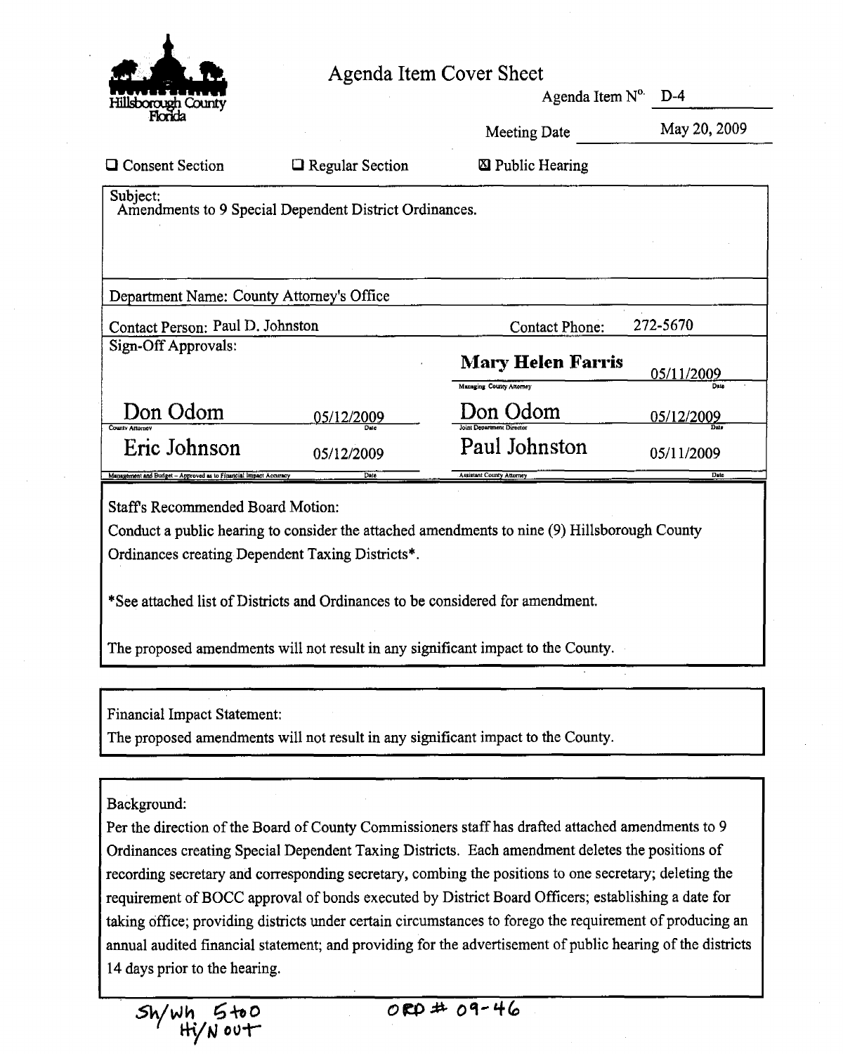Hillsborough County Florida

# Agenda Item Cover Sheet

Agenda Item N°. D-4

Meeting Date May 20, 2009

☐ Consent Section ☐ Regular Section ☒ Public Hearing

**Subject:**
Amendments to 9 Special Dependent District Ordinances.

Department Name: County Attorney's Office

Contact Person: Paul D. Johnston | Contact Phone: 272-5670

**Sign-Off Approvals:**

| | | | |
|---|---|---|---|
| | | Mary Helen Farris | 05/11/2009 |
| | | Managing County Attorney | Date |
| Don Odom | 05/12/2009 | Don Odom | 05/12/2009 |
| County Attorney | Date | Joint Department Director | Date |
| Eric Johnson | 05/12/2009 | Paul Johnston | 05/11/2009 |
| Management and Budget – Approved as to Financial Impact Accuracy | Date | Assistant County Attorney | Date |

**Staff's Recommended Board Motion:**

Conduct a public hearing to consider the attached amendments to nine (9) Hillsborough County Ordinances creating Dependent Taxing Districts*.

*See attached list of Districts and Ordinances to be considered for amendment.

The proposed amendments will not result in any significant impact to the County.

**Financial Impact Statement:**

The proposed amendments will not result in any significant impact to the County.

**Background:**

Per the direction of the Board of County Commissioners staff has drafted attached amendments to 9 Ordinances creating Special Dependent Taxing Districts. Each amendment deletes the positions of recording secretary and corresponding secretary, combing the positions to one secretary; deleting the requirement of BOCC approval of bonds executed by District Board Officers; establishing a date for taking office; providing districts under certain circumstances to forego the requirement of producing an annual audited financial statement; and providing for the advertisement of public hearing of the districts 14 days prior to the hearing.

Sh/Wh 5 to 0
Hi/N out

ORD # 09-46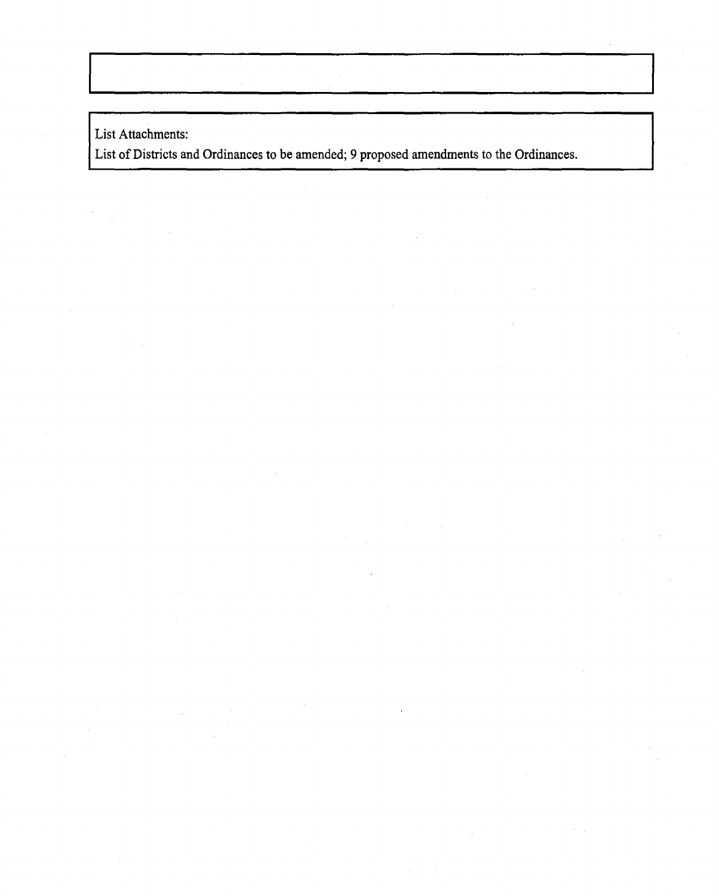List Attachments:

List of Districts and Ordinances to be amended; 9 proposed amendments to the Ordinances.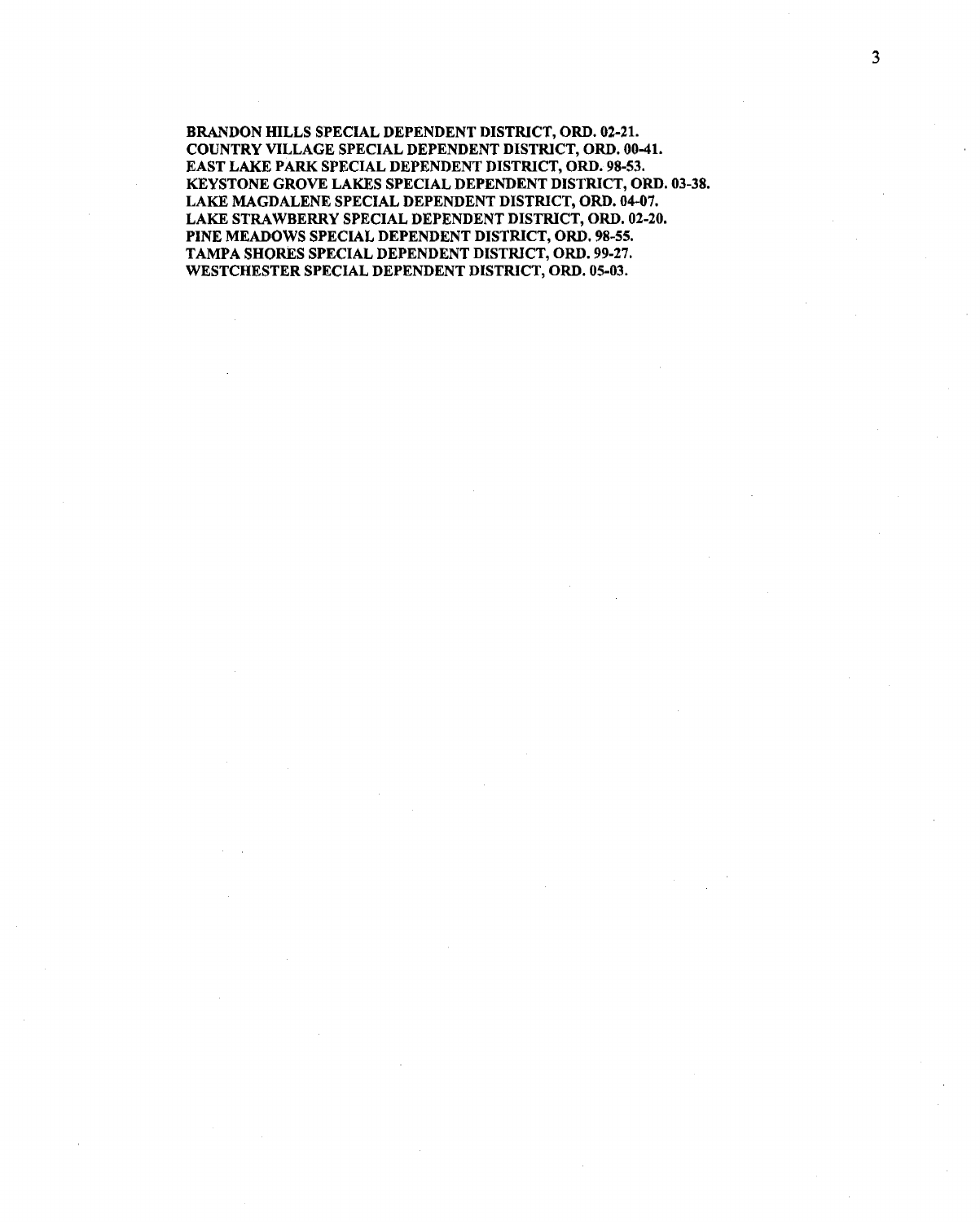**BRANDON HILLS SPECIAL DEPENDENT DISTRICT, ORD. 02-21.**
**COUNTRY VILLAGE SPECIAL DEPENDENT DISTRICT, ORD. 00-41.**
**EAST LAKE PARK SPECIAL DEPENDENT DISTRICT, ORD. 98-53.**
**KEYSTONE GROVE LAKES SPECIAL DEPENDENT DISTRICT, ORD. 03-38.**
**LAKE MAGDALENE SPECIAL DEPENDENT DISTRICT, ORD. 04-07.**
**LAKE STRAWBERRY SPECIAL DEPENDENT DISTRICT, ORD. 02-20.**
**PINE MEADOWS SPECIAL DEPENDENT DISTRICT, ORD. 98-55.**
**TAMPA SHORES SPECIAL DEPENDENT DISTRICT, ORD. 99-27.**
**WESTCHESTER SPECIAL DEPENDENT DISTRICT, ORD. 05-03.**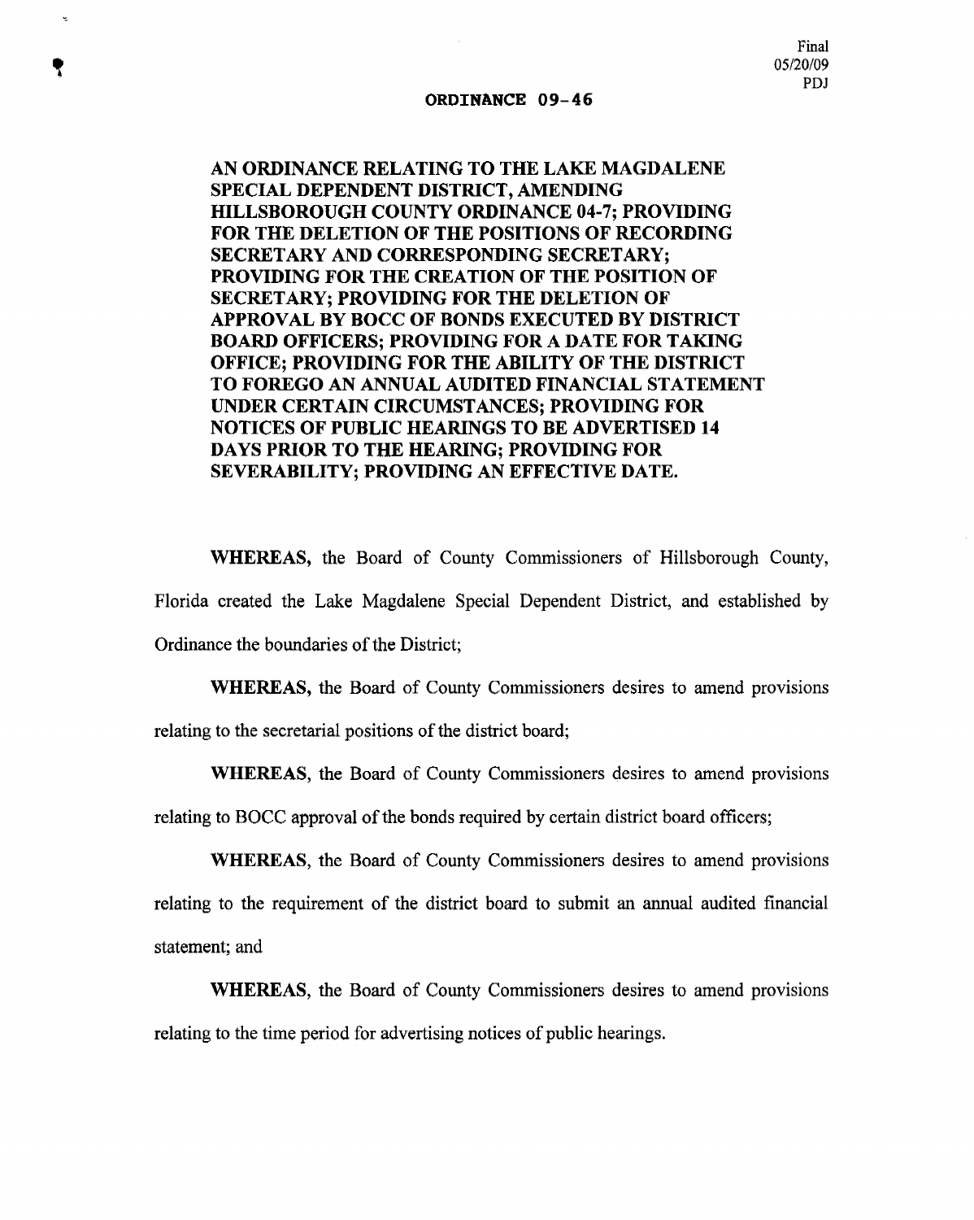Final
05/20/09
PDJ

# ORDINANCE 09-46

**AN ORDINANCE RELATING TO THE LAKE MAGDALENE SPECIAL DEPENDENT DISTRICT, AMENDING HILLSBOROUGH COUNTY ORDINANCE 04-7; PROVIDING FOR THE DELETION OF THE POSITIONS OF RECORDING SECRETARY AND CORRESPONDING SECRETARY; PROVIDING FOR THE CREATION OF THE POSITION OF SECRETARY; PROVIDING FOR THE DELETION OF APPROVAL BY BOCC OF BONDS EXECUTED BY DISTRICT BOARD OFFICERS; PROVIDING FOR A DATE FOR TAKING OFFICE; PROVIDING FOR THE ABILITY OF THE DISTRICT TO FOREGO AN ANNUAL AUDITED FINANCIAL STATEMENT UNDER CERTAIN CIRCUMSTANCES; PROVIDING FOR NOTICES OF PUBLIC HEARINGS TO BE ADVERTISED 14 DAYS PRIOR TO THE HEARING; PROVIDING FOR SEVERABILITY; PROVIDING AN EFFECTIVE DATE.**

**WHEREAS,** the Board of County Commissioners of Hillsborough County, Florida created the Lake Magdalene Special Dependent District, and established by Ordinance the boundaries of the District;

**WHEREAS,** the Board of County Commissioners desires to amend provisions relating to the secretarial positions of the district board;

**WHEREAS,** the Board of County Commissioners desires to amend provisions relating to BOCC approval of the bonds required by certain district board officers;

**WHEREAS,** the Board of County Commissioners desires to amend provisions relating to the requirement of the district board to submit an annual audited financial statement; and

**WHEREAS,** the Board of County Commissioners desires to amend provisions relating to the time period for advertising notices of public hearings.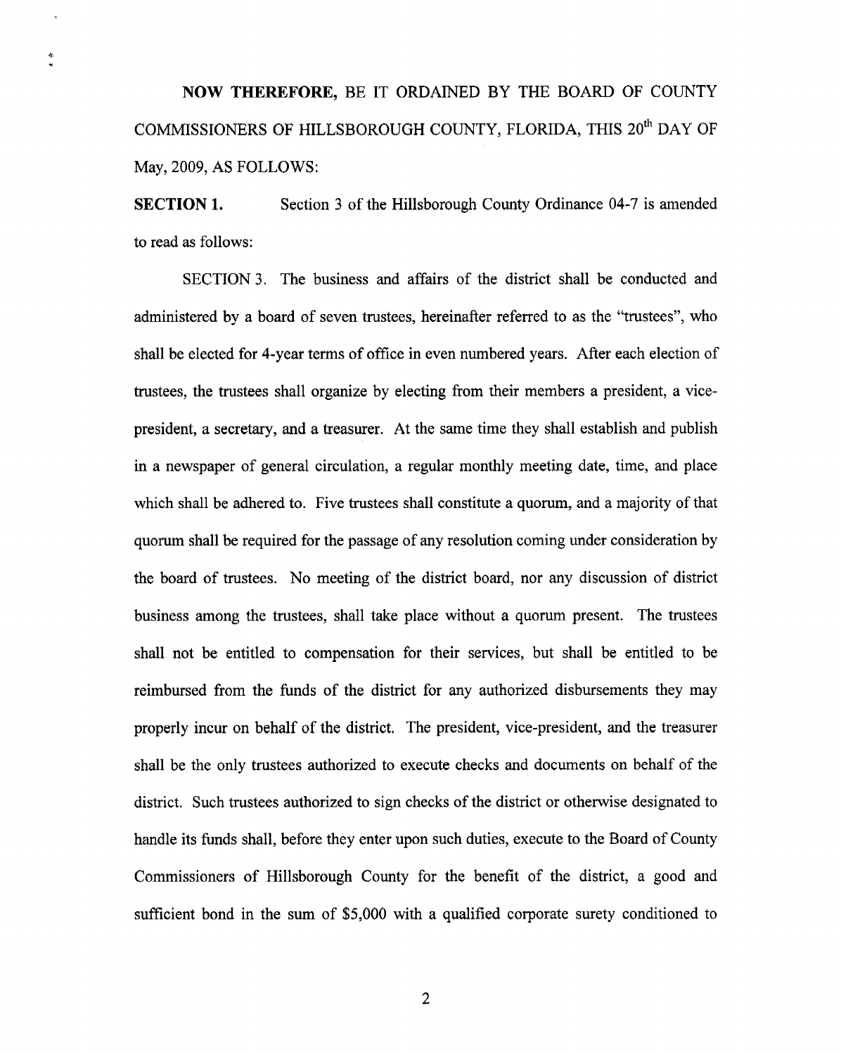**NOW THEREFORE,** BE IT ORDAINED BY THE BOARD OF COUNTY COMMISSIONERS OF HILLSBOROUGH COUNTY, FLORIDA, THIS 20th DAY OF May, 2009, AS FOLLOWS:

**SECTION 1.** Section 3 of the Hillsborough County Ordinance 04-7 is amended to read as follows:

SECTION 3. The business and affairs of the district shall be conducted and administered by a board of seven trustees, hereinafter referred to as the "trustees", who shall be elected for 4-year terms of office in even numbered years. After each election of trustees, the trustees shall organize by electing from their members a president, a vice-president, a secretary, and a treasurer. At the same time they shall establish and publish in a newspaper of general circulation, a regular monthly meeting date, time, and place which shall be adhered to. Five trustees shall constitute a quorum, and a majority of that quorum shall be required for the passage of any resolution coming under consideration by the board of trustees. No meeting of the district board, nor any discussion of district business among the trustees, shall take place without a quorum present. The trustees shall not be entitled to compensation for their services, but shall be entitled to be reimbursed from the funds of the district for any authorized disbursements they may properly incur on behalf of the district. The president, vice-president, and the treasurer shall be the only trustees authorized to execute checks and documents on behalf of the district. Such trustees authorized to sign checks of the district or otherwise designated to handle its funds shall, before they enter upon such duties, execute to the Board of County Commissioners of Hillsborough County for the benefit of the district, a good and sufficient bond in the sum of $5,000 with a qualified corporate surety conditioned to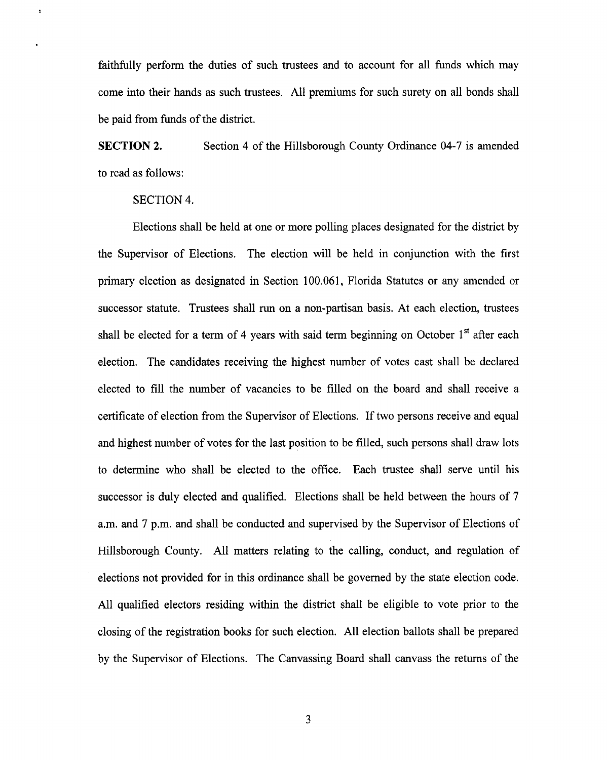faithfully perform the duties of such trustees and to account for all funds which may come into their hands as such trustees. All premiums for such surety on all bonds shall be paid from funds of the district.

**SECTION 2.** Section 4 of the Hillsborough County Ordinance 04-7 is amended to read as follows:

SECTION 4.

Elections shall be held at one or more polling places designated for the district by the Supervisor of Elections. The election will be held in conjunction with the first primary election as designated in Section 100.061, Florida Statutes or any amended or successor statute. Trustees shall run on a non-partisan basis. At each election, trustees shall be elected for a term of 4 years with said term beginning on October 1st after each election. The candidates receiving the highest number of votes cast shall be declared elected to fill the number of vacancies to be filled on the board and shall receive a certificate of election from the Supervisor of Elections. If two persons receive and equal and highest number of votes for the last position to be filled, such persons shall draw lots to determine who shall be elected to the office. Each trustee shall serve until his successor is duly elected and qualified. Elections shall be held between the hours of 7 a.m. and 7 p.m. and shall be conducted and supervised by the Supervisor of Elections of Hillsborough County. All matters relating to the calling, conduct, and regulation of elections not provided for in this ordinance shall be governed by the state election code. All qualified electors residing within the district shall be eligible to vote prior to the closing of the registration books for such election. All election ballots shall be prepared by the Supervisor of Elections. The Canvassing Board shall canvass the returns of the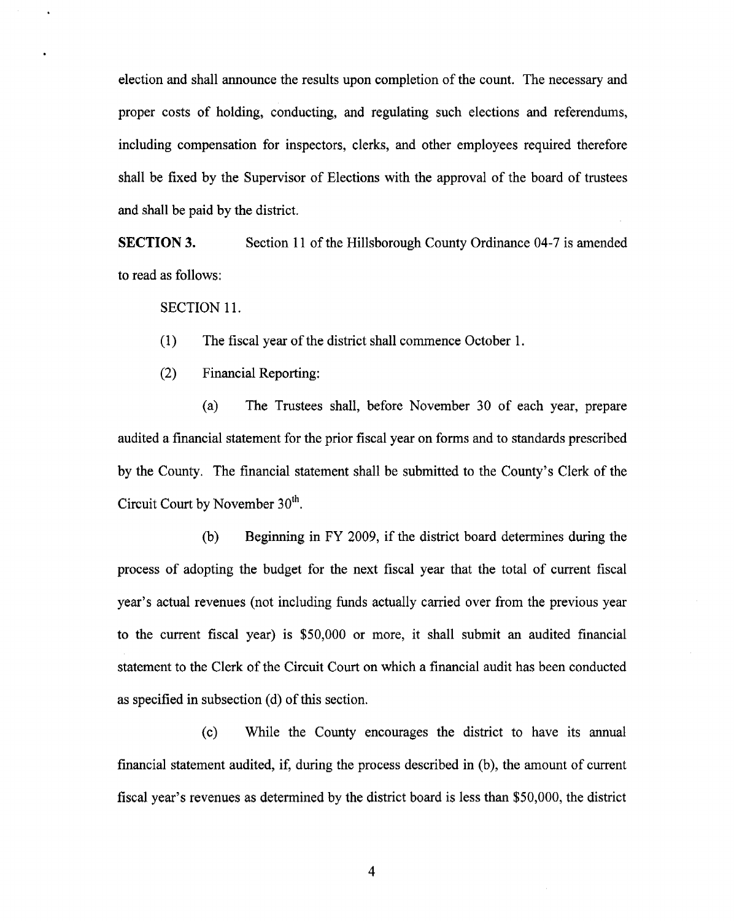election and shall announce the results upon completion of the count. The necessary and proper costs of holding, conducting, and regulating such elections and referendums, including compensation for inspectors, clerks, and other employees required therefore shall be fixed by the Supervisor of Elections with the approval of the board of trustees and shall be paid by the district.

**SECTION 3.** Section 11 of the Hillsborough County Ordinance 04-7 is amended to read as follows:

SECTION 11.

(1) The fiscal year of the district shall commence October 1.

(2) Financial Reporting:

(a) The Trustees shall, before November 30 of each year, prepare audited a financial statement for the prior fiscal year on forms and to standards prescribed by the County. The financial statement shall be submitted to the County's Clerk of the Circuit Court by November 30th.

(b) Beginning in FY 2009, if the district board determines during the process of adopting the budget for the next fiscal year that the total of current fiscal year's actual revenues (not including funds actually carried over from the previous year to the current fiscal year) is $50,000 or more, it shall submit an audited financial statement to the Clerk of the Circuit Court on which a financial audit has been conducted as specified in subsection (d) of this section.

(c) While the County encourages the district to have its annual financial statement audited, if, during the process described in (b), the amount of current fiscal year's revenues as determined by the district board is less than $50,000, the district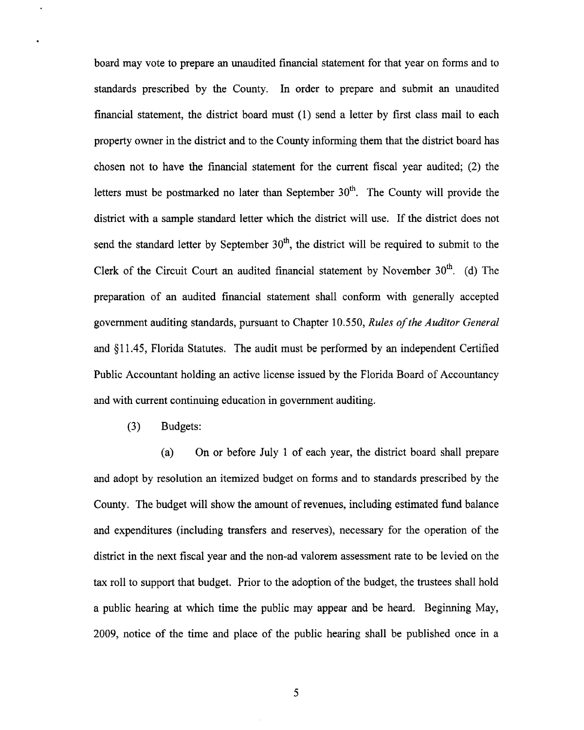board may vote to prepare an unaudited financial statement for that year on forms and to standards prescribed by the County. In order to prepare and submit an unaudited financial statement, the district board must (1) send a letter by first class mail to each property owner in the district and to the County informing them that the district board has chosen not to have the financial statement for the current fiscal year audited; (2) the letters must be postmarked no later than September 30th. The County will provide the district with a sample standard letter which the district will use. If the district does not send the standard letter by September 30th, the district will be required to submit to the Clerk of the Circuit Court an audited financial statement by November 30th. (d) The preparation of an audited financial statement shall conform with generally accepted government auditing standards, pursuant to Chapter 10.550, *Rules of the Auditor General* and §11.45, Florida Statutes. The audit must be performed by an independent Certified Public Accountant holding an active license issued by the Florida Board of Accountancy and with current continuing education in government auditing.

(3) Budgets:

(a) On or before July 1 of each year, the district board shall prepare and adopt by resolution an itemized budget on forms and to standards prescribed by the County. The budget will show the amount of revenues, including estimated fund balance and expenditures (including transfers and reserves), necessary for the operation of the district in the next fiscal year and the non-ad valorem assessment rate to be levied on the tax roll to support that budget. Prior to the adoption of the budget, the trustees shall hold a public hearing at which time the public may appear and be heard. Beginning May, 2009, notice of the time and place of the public hearing shall be published once in a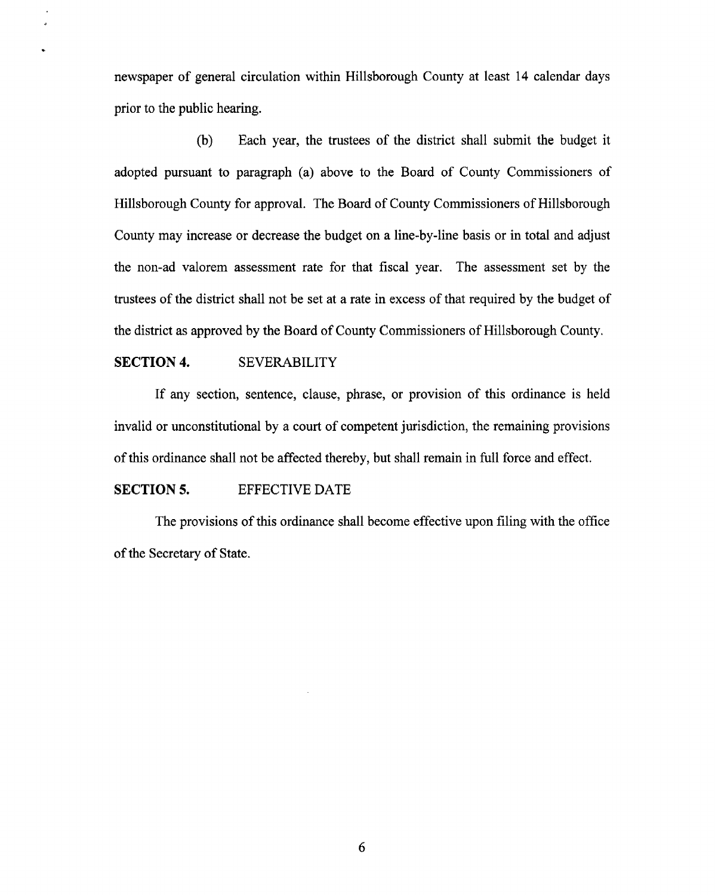newspaper of general circulation within Hillsborough County at least 14 calendar days prior to the public hearing.

(b) Each year, the trustees of the district shall submit the budget it adopted pursuant to paragraph (a) above to the Board of County Commissioners of Hillsborough County for approval. The Board of County Commissioners of Hillsborough County may increase or decrease the budget on a line-by-line basis or in total and adjust the non-ad valorem assessment rate for that fiscal year. The assessment set by the trustees of the district shall not be set at a rate in excess of that required by the budget of the district as approved by the Board of County Commissioners of Hillsborough County.

**SECTION 4.** SEVERABILITY

If any section, sentence, clause, phrase, or provision of this ordinance is held invalid or unconstitutional by a court of competent jurisdiction, the remaining provisions of this ordinance shall not be affected thereby, but shall remain in full force and effect.

**SECTION 5.** EFFECTIVE DATE

The provisions of this ordinance shall become effective upon filing with the office of the Secretary of State.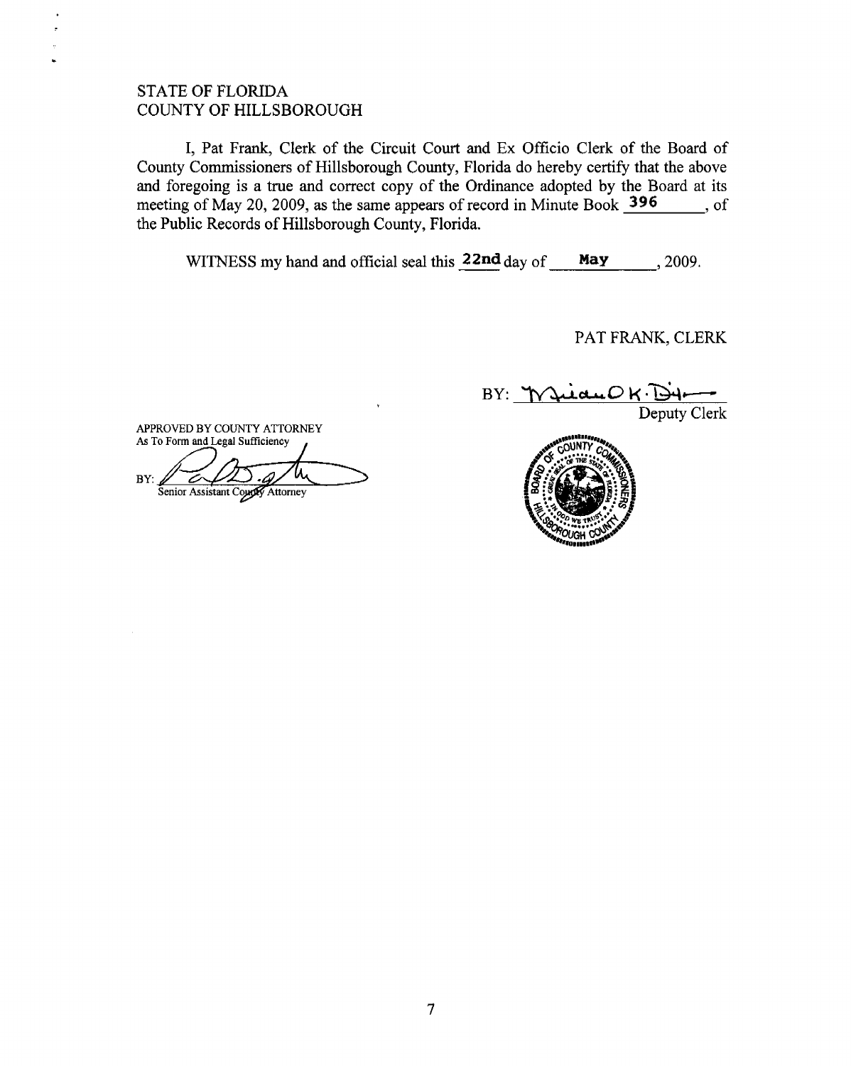STATE OF FLORIDA
COUNTY OF HILLSBOROUGH

I, Pat Frank, Clerk of the Circuit Court and Ex Officio Clerk of the Board of County Commissioners of Hillsborough County, Florida do hereby certify that the above and foregoing is a true and correct copy of the Ordinance adopted by the Board at its meeting of May 20, 2009, as the same appears of record in Minute Book **396**, of the Public Records of Hillsborough County, Florida.

WITNESS my hand and official seal this **22nd** day of **May**, 2009.

PAT FRANK, CLERK

BY: ______________________
Deputy Clerk

APPROVED BY COUNTY ATTORNEY
As To Form and Legal Sufficiency

BY: ______________________
Senior Assistant County Attorney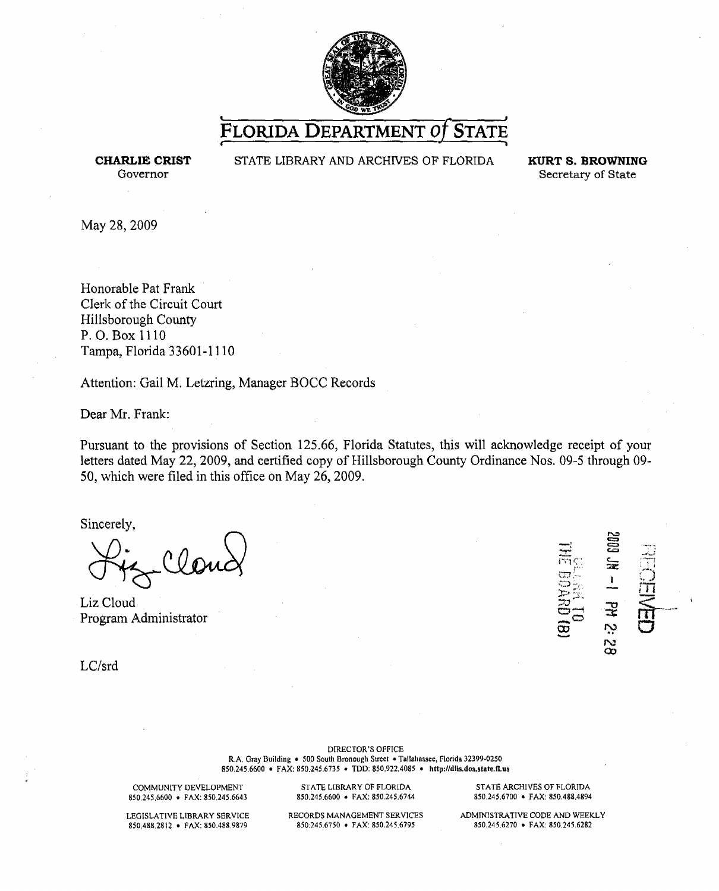# FLORIDA DEPARTMENT *of* STATE

**CHARLIE CRIST**
Governor

STATE LIBRARY AND ARCHIVES OF FLORIDA

**KURT S. BROWNING**
Secretary of State

May 28, 2009

Honorable Pat Frank
Clerk of the Circuit Court
Hillsborough County
P. O. Box 1110
Tampa, Florida 33601-1110

Attention: Gail M. Letzring, Manager BOCC Records

Dear Mr. Frank:

Pursuant to the provisions of Section 125.66, Florida Statutes, this will acknowledge receipt of your letters dated May 22, 2009, and certified copy of Hillsborough County Ordinance Nos. 09-5 through 09-50, which were filed in this office on May 26, 2009.

Sincerely,

Liz Cloud
Program Administrator

RECEIVED
2009 JUN -1 PM 2:28
CLERK TO THE BOARD (B)

LC/srd

DIRECTOR'S OFFICE
R.A. Gray Building • 500 South Bronough Street • Tallahassee, Florida 32399-0250
850.245.6600 • FAX: 850.245.6735 • TDD: 850.922.4085 • http://dlis.dos.state.fl.us

COMMUNITY DEVELOPMENT
850.245.6600 • FAX: 850.245.6643

STATE LIBRARY OF FLORIDA
850.245.6600 • FAX: 850.245.6744

STATE ARCHIVES OF FLORIDA
850.245.6700 • FAX: 850.488.4894

LEGISLATIVE LIBRARY SERVICE
850.488.2812 • FAX: 850.488.9879

RECORDS MANAGEMENT SERVICES
850.245.6750 • FAX: 850.245.6795

ADMINISTRATIVE CODE AND WEEKLY
850.245.6270 • FAX: 850.245.6282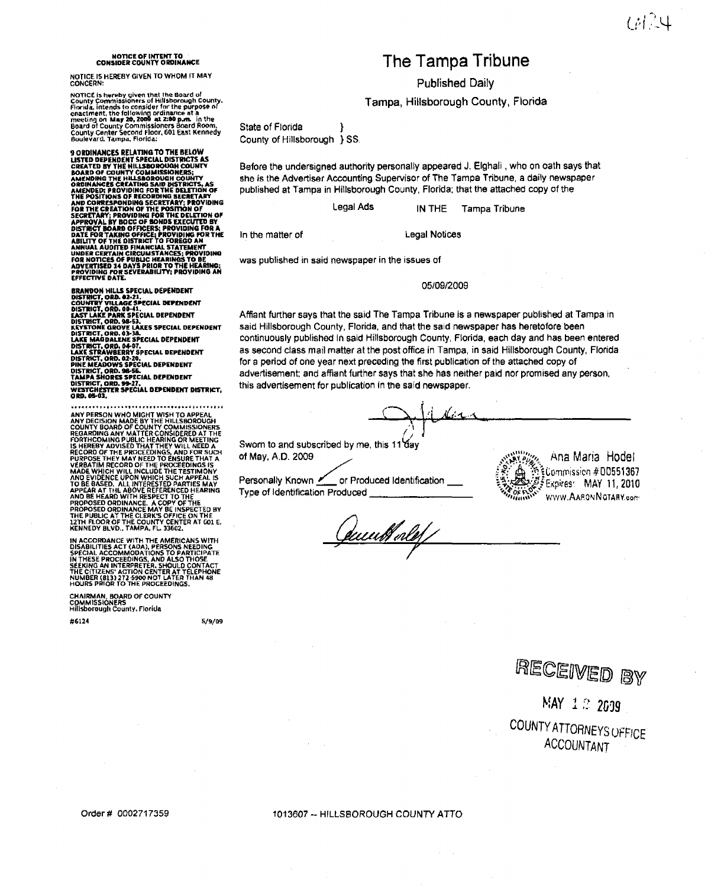# NOTICE OF INTENT TO CONSIDER COUNTY ORDINANCE

NOTICE IS HEREBY GIVEN TO WHOM IT MAY CONCERN:

NOTICE is hereby given that the Board of County Commissioners of Hillsborough County, Florida, intends to consider for the purpose of enactment, the following ordinance at a meeting on **May 20, 2009 at 2:00 p.m.** in the Board of County Commissioners Board Room, County Center Second Floor, 601 East Kennedy Boulevard, Tampa, Florida:

**9 ORDINANCES RELATING TO THE BELOW LISTED DEPENDENT SPECIAL DISTRICTS AS CREATED BY THE HILLSBOROUGH COUNTY BOARD OF COUNTY COMMISSIONERS; AMENDING THE HILLSBOROUGH COUNTY ORDINANCES CREATING SAID DISTRICTS, AS AMENDED; PROVIDING FOR THE DELETION OF THE POSITIONS OF RECORDING SECRETARY AND CORRESPONDING SECRETARY; PROVIDING FOR THE CREATION OF THE POSITION OF SECRETARY; PROVIDING FOR THE DELETION OF APPROVAL BY BOCC OF BONDS EXECUTED BY DISTRICT BOARD OFFICERS; PROVIDING FOR A DATE FOR TAKING OFFICE; PROVIDING FOR THE ABILITY OF THE DISTRICT TO FOREGO AN ANNUAL AUDITED FINANCIAL STATEMENT UNDER CERTAIN CIRCUMSTANCES; PROVIDING FOR NOTICES OF PUBLIC HEARINGS TO BE ADVERTISED 14 DAYS PRIOR TO THE HEARING; PROVIDING FOR SEVERABILITY; PROVIDING AN EFFECTIVE DATE.**

**BRANDON HILLS SPECIAL DEPENDENT DISTRICT, ORD. 02-21.**
**COUNTRY VILLAGE SPECIAL DEPENDENT DISTRICT, ORD. 00-41.**
**EAST LAKE PARK SPECIAL DEPENDENT DISTRICT, ORD. 98-53.**
**KEYSTONE GROVE LAKES SPECIAL DEPENDENT DISTRICT, ORD. 03-38.**
**LAKE MAGDALENE SPECIAL DEPENDENT DISTRICT, ORD. 04-07.**
**LAKE STRAWBERRY SPECIAL DEPENDENT DISTRICT, ORD. 02-20.**
**PINE MEADOWS SPECIAL DEPENDENT DISTRICT, ORD. 98-55.**
**TAMPA SHORES SPECIAL DEPENDENT DISTRICT, ORD. 99-27.**
**WESTCHESTER SPECIAL DEPENDENT DISTRICT, ORD. 05-03.**

.............................................

ANY PERSON WHO MIGHT WISH TO APPEAL ANY DECISION MADE BY THE HILLSBOROUGH COUNTY BOARD OF COUNTY COMMISSIONERS REGARDING ANY MATTER CONSIDERED AT THE FORTHCOMING PUBLIC HEARING OR MEETING IS HEREBY ADVISED THAT THEY WILL NEED A RECORD OF THE PROCEEDINGS, AND FOR SUCH PURPOSE THEY MAY NEED TO ENSURE THAT A VERBATIM RECORD OF THE PROCEEDINGS IS MADE WHICH WILL INCLUDE THE TESTIMONY AND EVIDENCE UPON WHICH SUCH APPEAL IS TO BE BASED. ALL INTERESTED PARTIES MAY APPEAR AT THE ABOVE REFERENCED HEARING AND BE HEARD WITH RESPECT TO THE PROPOSED ORDINANCE. A COPY OF THE PROPOSED ORDINANCE MAY BE INSPECTED BY THE PUBLIC AT THE CLERK'S OFFICE ON THE 12TH FLOOR OF THE COUNTY CENTER AT 601 E. KENNEDY BLVD., TAMPA, FL 33602.

IN ACCORDANCE WITH THE AMERICANS WITH DISABILITIES ACT (ADA), PERSONS NEEDING SPECIAL ACCOMMODATIONS TO PARTICIPATE IN THESE PROCEEDINGS, AND ALSO THOSE SEEKING AN INTERPRETER, SHOULD CONTACT THE CITIZENS' ACTION CENTER AT TELEPHONE NUMBER (813) 272-5900 NOT LATER THAN 48 HOURS PRIOR TO THE PROCEEDINGS.

CHAIRMAN, BOARD OF COUNTY COMMISSIONERS
Hillsborough County, Florida

#6124 5/9/09

# The Tampa Tribune

Published Daily

Tampa, Hillsborough County, Florida

State of Florida }
County of Hillsborough } SS.

Before the undersigned authority personally appeared J. Elghali , who on oath says that she is the Advertiser Accounting Supervisor of The Tampa Tribune, a daily newspaper published at Tampa in Hillsborough County, Florida; that the attached copy of the

Legal Ads IN THE Tampa Tribune

In the matter of Legal Notices

was published in said newspaper in the issues of

05/09/2009

Affiant further says that the said The Tampa Tribune is a newspaper published at Tampa in said Hillsborough County, Florida, and that the said newspaper has heretofore been continuously published in said Hillsborough County, Florida, each day and has been entered as second class mail matter at the post office in Tampa, in said Hillsborough County, Florida for a period of one year next preceding the first publication of the attached copy of advertisement; and affiant further says that she has neither paid nor promised any person, this advertisement for publication in the said newspaper.

Sworn to and subscribed by me, this 11 day of May, A.D. 2009

Personally Known ✓ or Produced Identification ___
Type of Identification Produced ___________

Ana Maria Hodel
Commission # DD551367
Expires: MAY 11, 2010
WWW.AARONNOTARY.com

RECEIVED BY

MAY 12 2009

COUNTY ATTORNEYS OFFICE
ACCOUNTANT

Order # 0002717359 1013607 -- HILLSBOROUGH COUNTY ATTO